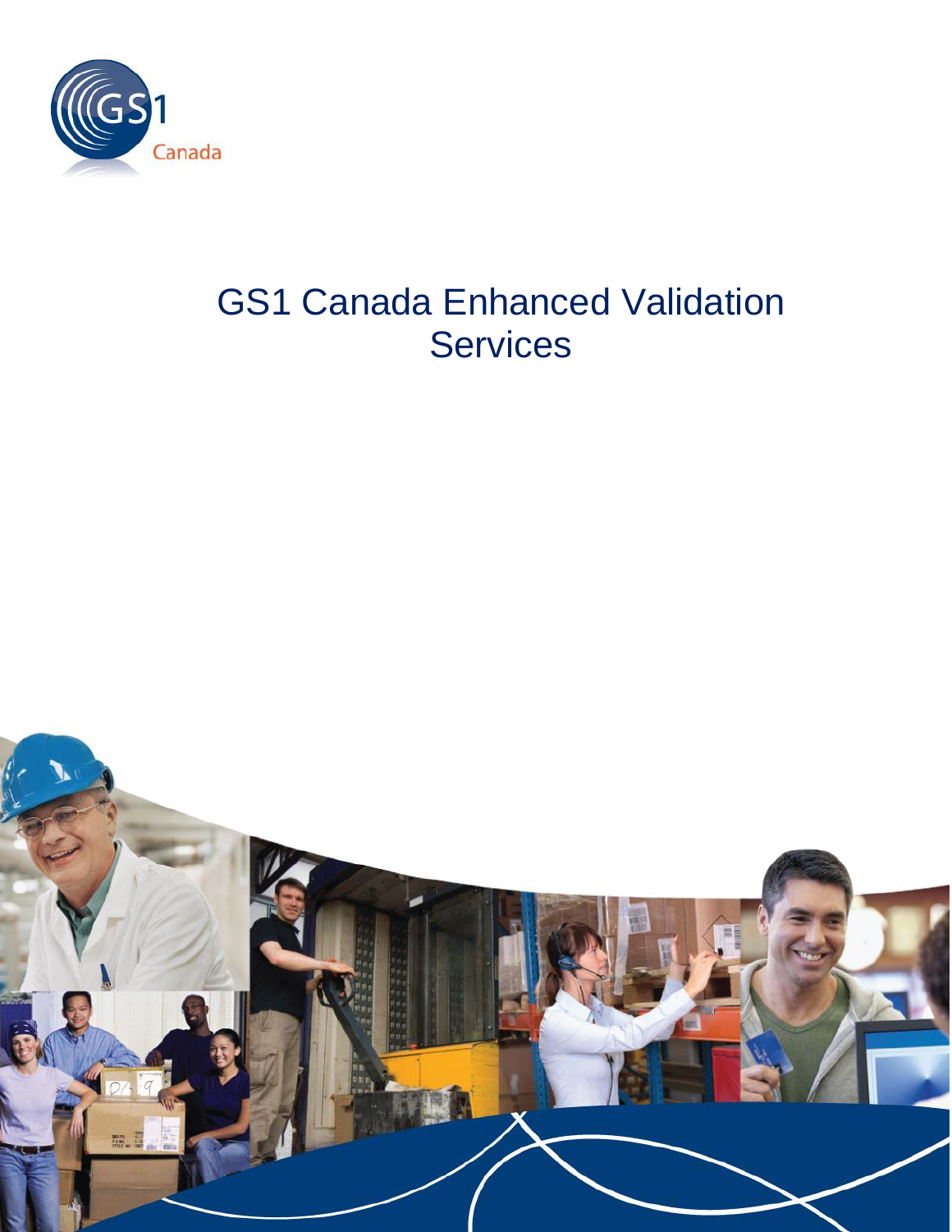# GS1 Canada Enhanced Validation Services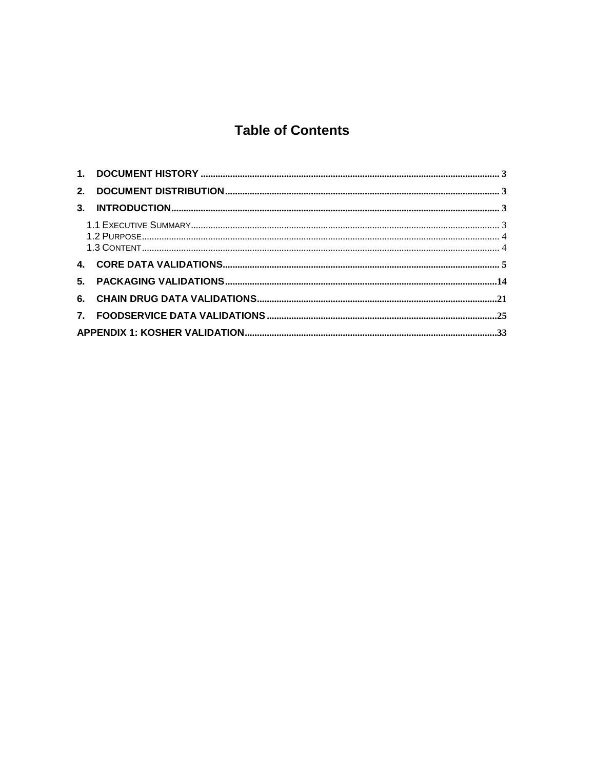# Table of Contents

1. DOCUMENT HISTORY ........................................................................................................ 3
2. DOCUMENT DISTRIBUTION ............................................................................................. 3
3. INTRODUCTION .................................................................................................................. 3
   - 1.1 EXECUTIVE SUMMARY ................................................................................................ 3
   - 1.2 PURPOSE ....................................................................................................................... 4
   - 1.3 CONTENT ....................................................................................................................... 4
4. CORE DATA VALIDATIONS ............................................................................................... 5
5. PACKAGING VALIDATIONS ............................................................................................. 14
6. CHAIN DRUG DATA VALIDATIONS ................................................................................. 21
7. FOODSERVICE DATA VALIDATIONS .............................................................................. 25

APPENDIX 1: KOSHER VALIDATION ..................................................................................... 33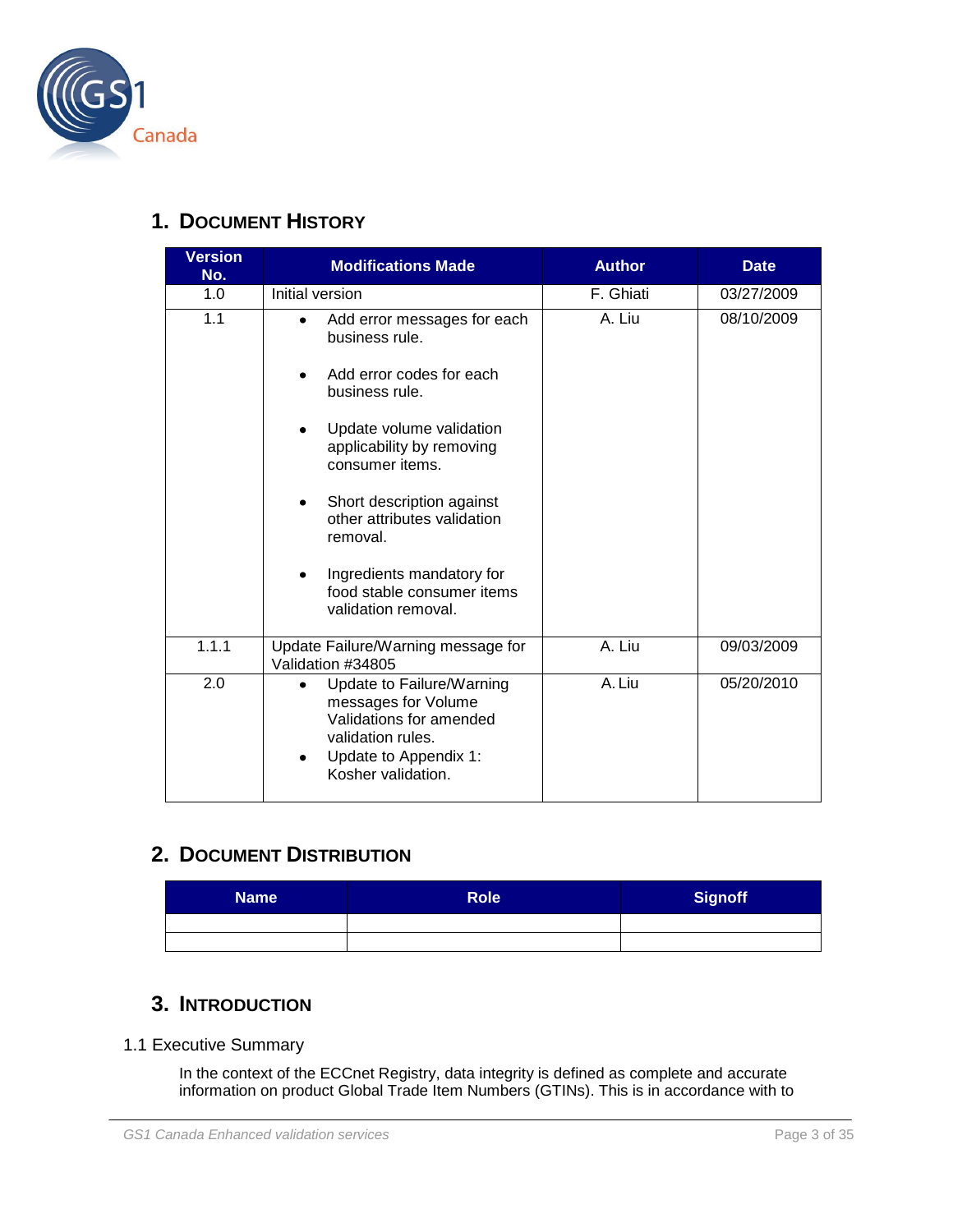# 1. Document History

| Version No. | Modifications Made | Author | Date |
|---|---|---|---|
| 1.0 | Initial version | F. Ghiati | 03/27/2009 |
| 1.1 | • Add error messages for each business rule.<br>• Add error codes for each business rule.<br>• Update volume validation applicability by removing consumer items.<br>• Short description against other attributes validation removal.<br>• Ingredients mandatory for food stable consumer items validation removal. | A. Liu | 08/10/2009 |
| 1.1.1 | Update Failure/Warning message for Validation #34805 | A. Liu | 09/03/2009 |
| 2.0 | • Update to Failure/Warning messages for Volume Validations for amended validation rules.<br>• Update to Appendix 1: Kosher validation. | A. Liu | 05/20/2010 |

# 2. Document Distribution

| Name | Role | Signoff |
|---|---|---|
| | | |
| | | |

# 3. Introduction

## 1.1 Executive Summary

In the context of the ECCnet Registry, data integrity is defined as complete and accurate information on product Global Trade Item Numbers (GTINs). This is in accordance with to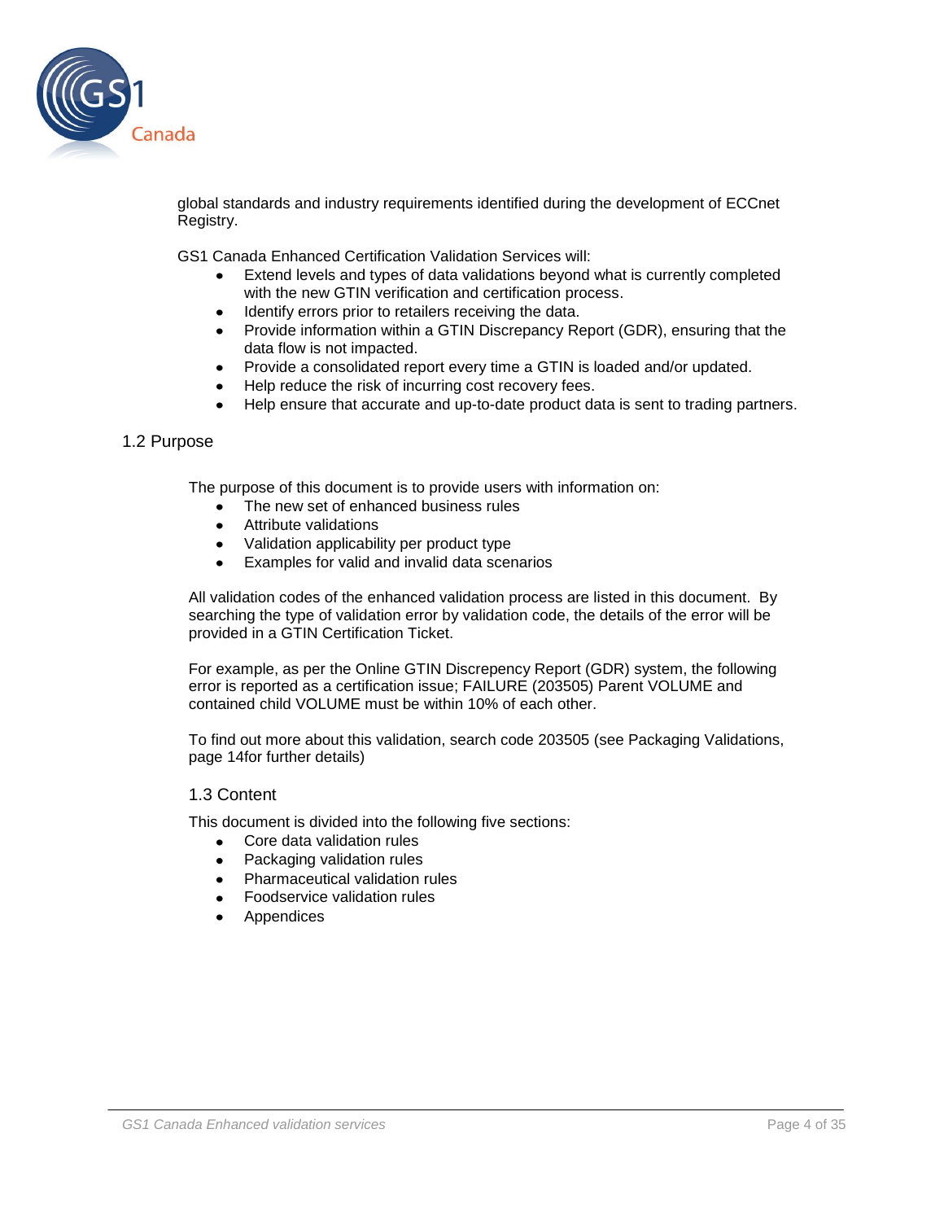global standards and industry requirements identified during the development of ECCnet Registry.

GS1 Canada Enhanced Certification Validation Services will:

- Extend levels and types of data validations beyond what is currently completed with the new GTIN verification and certification process.
- Identify errors prior to retailers receiving the data.
- Provide information within a GTIN Discrepancy Report (GDR), ensuring that the data flow is not impacted.
- Provide a consolidated report every time a GTIN is loaded and/or updated.
- Help reduce the risk of incurring cost recovery fees.
- Help ensure that accurate and up-to-date product data is sent to trading partners.

## 1.2 Purpose

The purpose of this document is to provide users with information on:

- The new set of enhanced business rules
- Attribute validations
- Validation applicability per product type
- Examples for valid and invalid data scenarios

All validation codes of the enhanced validation process are listed in this document. By searching the type of validation error by validation code, the details of the error will be provided in a GTIN Certification Ticket.

For example, as per the Online GTIN Discrepency Report (GDR) system, the following error is reported as a certification issue; FAILURE (203505) Parent VOLUME and contained child VOLUME must be within 10% of each other.

To find out more about this validation, search code 203505 (see Packaging Validations, page 14for further details)

### 1.3 Content

This document is divided into the following five sections:

- Core data validation rules
- Packaging validation rules
- Pharmaceutical validation rules
- Foodservice validation rules
- Appendices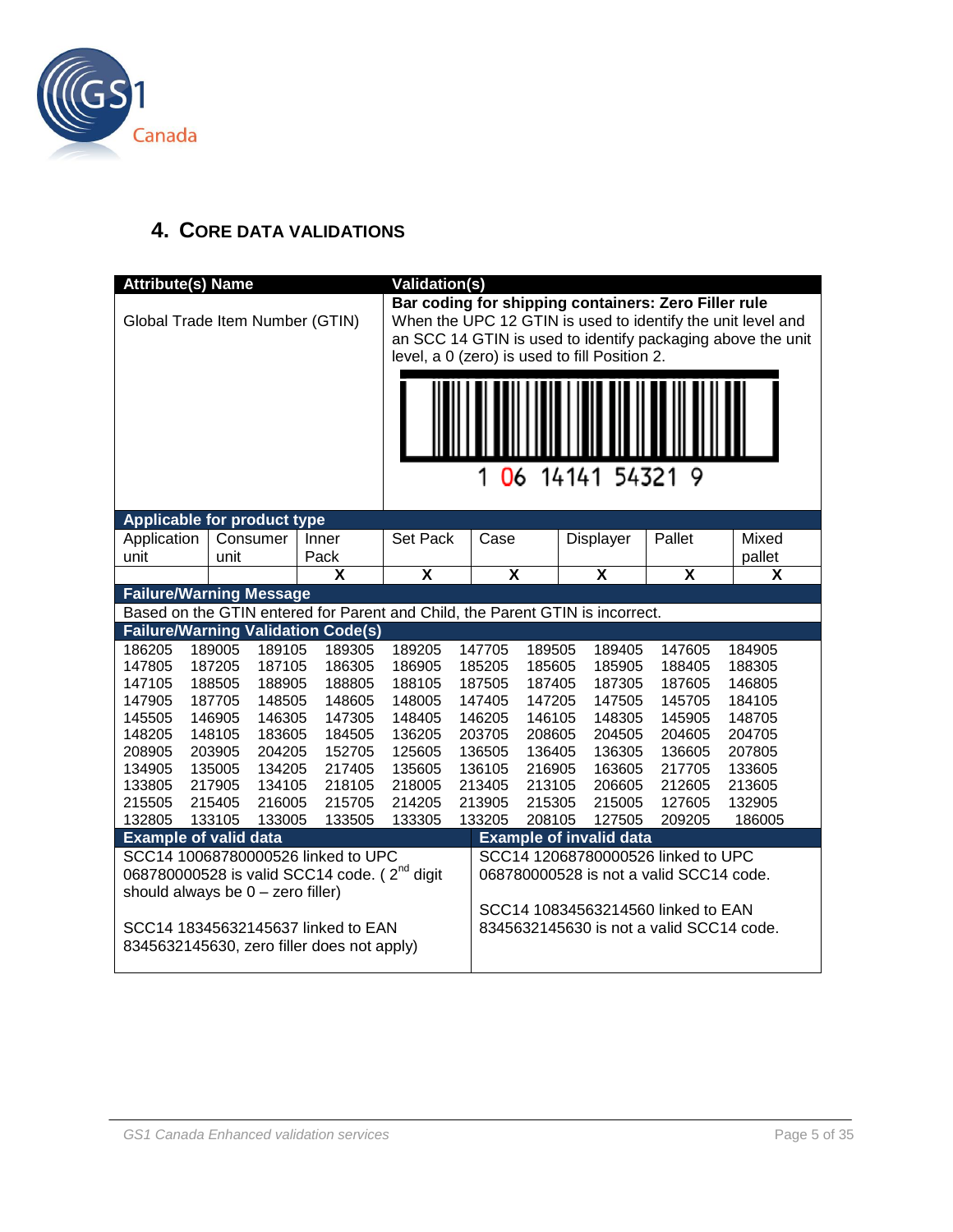## 4. Core Data Validations

| Attribute(s) Name | Validation(s) |
| --- | --- |
| Global Trade Item Number (GTIN) | **Bar coding for shipping containers: Zero Filler rule** When the UPC 12 GTIN is used to identify the unit level and an SCC 14 GTIN is used to identify packaging above the unit level, a 0 (zero) is used to fill Position 2. 1 06 14141 54321 9 |

**Applicable for product type**

| Application unit | Consumer unit | Inner Pack | Set Pack | Case | Displayer | Pallet | Mixed pallet |
| --- | --- | --- | --- | --- | --- | --- | --- |
| | | X | X | X | X | X | X |

**Failure/Warning Message**

Based on the GTIN entered for Parent and Child, the Parent GTIN is incorrect.

**Failure/Warning Validation Code(s)**

| | | | | | | | | | |
| --- | --- | --- | --- | --- | --- | --- | --- | --- | --- |
| 186205 | 189005 | 189105 | 189305 | 189205 | 147705 | 189505 | 189405 | 147605 | 184905 |
| 147805 | 187205 | 187105 | 186305 | 186905 | 185205 | 185605 | 185905 | 188405 | 188305 |
| 147105 | 188505 | 188905 | 188805 | 188105 | 187505 | 187405 | 187305 | 187605 | 146805 |
| 147905 | 187705 | 148505 | 148605 | 148005 | 147405 | 147205 | 147505 | 145705 | 184105 |
| 145505 | 146905 | 146305 | 147305 | 148405 | 146205 | 146105 | 148305 | 145905 | 148705 |
| 148205 | 148105 | 183605 | 184505 | 136205 | 203705 | 208605 | 204505 | 204605 | 204705 |
| 208905 | 203905 | 204205 | 152705 | 125605 | 136505 | 136405 | 136305 | 136605 | 207805 |
| 134905 | 135005 | 134205 | 217405 | 135605 | 136105 | 216905 | 163605 | 217705 | 133605 |
| 133805 | 217905 | 134105 | 218105 | 218005 | 213405 | 213105 | 206605 | 212605 | 213605 |
| 215505 | 215405 | 216005 | 215705 | 214205 | 213905 | 215305 | 215005 | 127605 | 132905 |
| 132805 | 133105 | 133005 | 133505 | 133305 | 133205 | 208105 | 127505 | 209205 | 186005 |

| Example of valid data | Example of invalid data |
| --- | --- |
| SCC14 10068780000526 linked to UPC 068780000528 is valid SCC14 code. ( 2nd digit should always be 0 – zero filler)<br><br>SCC14 18345632145637 linked to EAN 8345632145630, zero filler does not apply) | SCC14 12068780000526 linked to UPC 068780000528 is not a valid SCC14 code.<br><br>SCC14 10834563214560 linked to EAN 8345632145630 is not a valid SCC14 code. |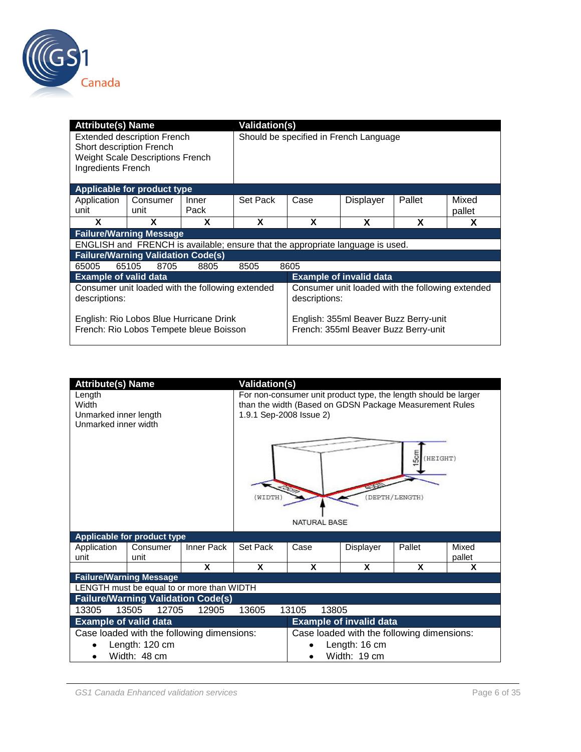| Attribute(s) Name | | | | Validation(s) | | | |
|---|---|---|---|---|---|---|---|
| Extended description French<br>Short description French<br>Weight Scale Descriptions French<br>Ingredients French | | | | Should be specified in French Language | | | |
| **Applicable for product type** | | | | | | | |
| Application unit | Consumer unit | Inner Pack | Set Pack | Case | Displayer | Pallet | Mixed pallet |
| X | X | X | X | X | X | X | X |
| **Failure/Warning Message** | | | | | | | |
| ENGLISH and FRENCH is available; ensure that the appropriate language is used. | | | | | | | |
| **Failure/Warning Validation Code(s)** | | | | | | | |
| 65005 65105 8705 8805 8505 8605 | | | | | | | |
| **Example of valid data** | | | | **Example of invalid data** | | | |
| Consumer unit loaded with the following extended descriptions:<br><br>English: Rio Lobos Blue Hurricane Drink<br>French: Rio Lobos Tempete bleue Boisson | | | | Consumer unit loaded with the following extended descriptions:<br><br>English: 355ml Beaver Buzz Berry-unit<br>French: 355ml Beaver Buzz Berry-unit | | | |

| Attribute(s) Name | | | | Validation(s) | | | |
|---|---|---|---|---|---|---|---|
| Length<br>Width<br>Unmarked inner length<br>Unmarked inner width | | | | For non-consumer unit product type, the length should be larger than the width (Based on GDSN Package Measurement Rules 1.9.1 Sep-2008 Issue 2)<br><br>15cm (HEIGHT)<br>25cm (WIDTH)<br>40cm (DEPTH/LENGTH)<br>NATURAL BASE | | | |
| **Applicable for product type** | | | | | | | |
| Application unit | Consumer unit | Inner Pack | Set Pack | Case | Displayer | Pallet | Mixed pallet |
| | | X | X | X | X | X | X |
| **Failure/Warning Message** | | | | | | | |
| LENGTH must be equal to or more than WIDTH | | | | | | | |
| **Failure/Warning Validation Code(s)** | | | | | | | |
| 13305 13505 12705 12905 13605 13105 13805 | | | | | | | |
| **Example of valid data** | | | | **Example of invalid data** | | | |
| Case loaded with the following dimensions:<br>• Length: 120 cm<br>• Width: 48 cm | | | | Case loaded with the following dimensions:<br>• Length: 16 cm<br>• Width: 19 cm | | | |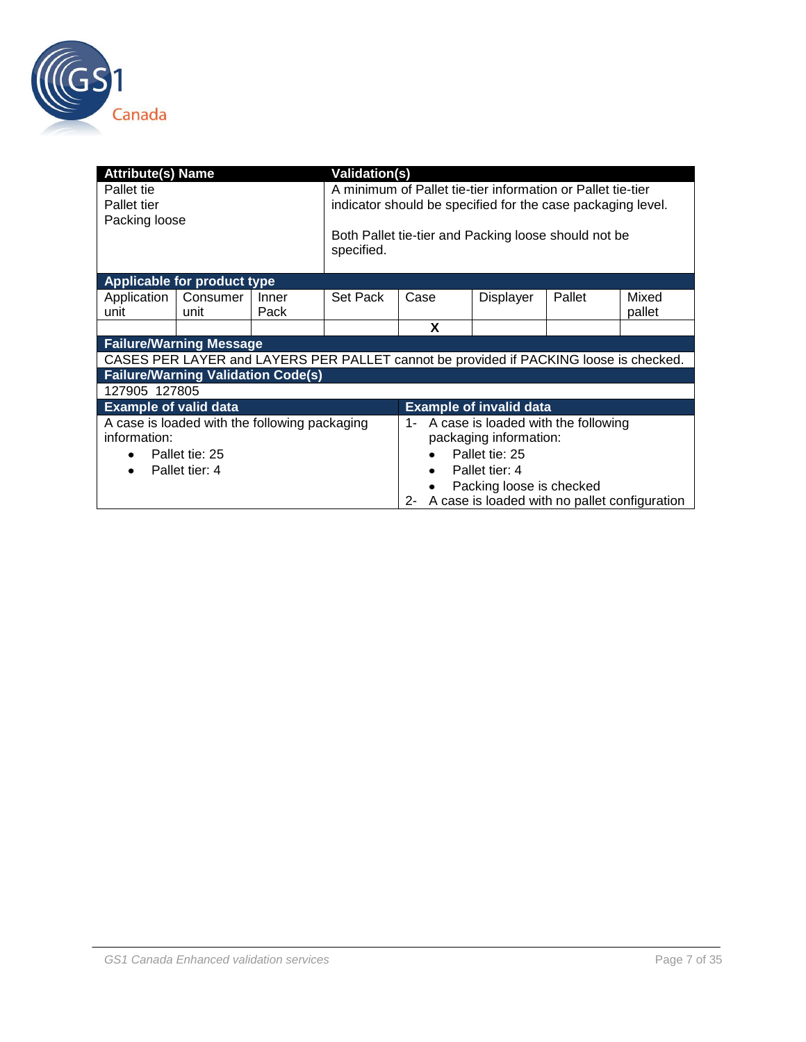| Attribute(s) Name | | | Validation(s) | | | | |
|---|---|---|---|---|---|---|---|
| Pallet tie<br>Pallet tier<br>Packing loose | | | A minimum of Pallet tie-tier information or Pallet tie-tier indicator should be specified for the case packaging level.<br><br>Both Pallet tie-tier and Packing loose should not be specified. | | | | |
| **Applicable for product type** | | | | | | | |
| Application unit | Consumer unit | Inner Pack | Set Pack | Case | Displayer | Pallet | Mixed pallet |
| | | | | X | | | |
| **Failure/Warning Message** | | | | | | | |
| CASES PER LAYER and LAYERS PER PALLET cannot be provided if PACKING loose is checked. | | | | | | | |
| **Failure/Warning Validation Code(s)** | | | | | | | |
| 127905 127805 | | | | | | | |
| **Example of valid data** | | | | **Example of invalid data** | | | |
| A case is loaded with the following packaging information:<br>• Pallet tie: 25<br>• Pallet tier: 4 | | | | 1- A case is loaded with the following packaging information:<br>• Pallet tie: 25<br>• Pallet tier: 4<br>• Packing loose is checked<br>2- A case is loaded with no pallet configuration | | | |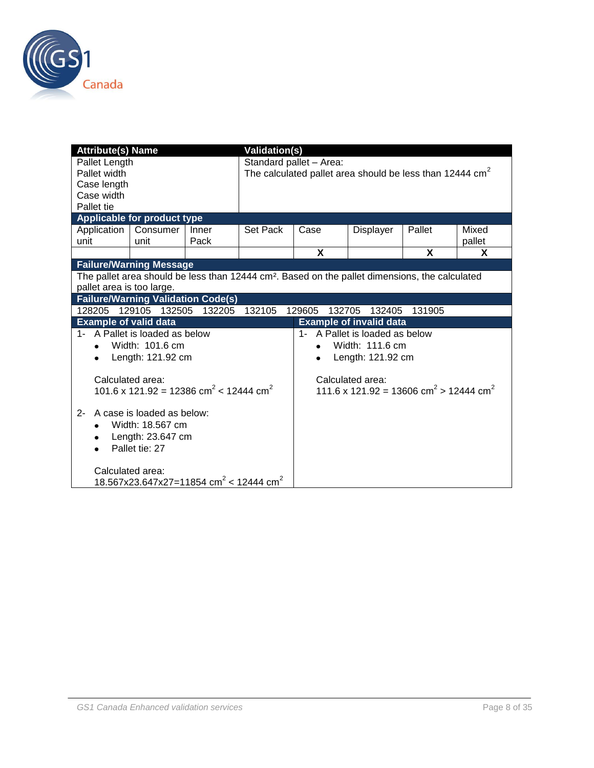| Attribute(s) Name | | | | Validation(s) | | | |
|---|---|---|---|---|---|---|---|
| Pallet Length<br>Pallet width<br>Case length<br>Case width<br>Pallet tie | | | | Standard pallet – Area:<br>The calculated pallet area should be less than 12444 $cm^2$ | | | |
| **Applicable for product type** | | | | | | | |
| Application unit | Consumer unit | Inner Pack | Set Pack | Case | Displayer | Pallet | Mixed pallet |
| | | | | X | | X | X |
| **Failure/Warning Message** | | | | | | | |
| The pallet area should be less than 12444 cm². Based on the pallet dimensions, the calculated pallet area is too large. | | | | | | | |
| **Failure/Warning Validation Code(s)** | | | | | | | |
| 128205 129105 132505 132205 132105 129605 132705 132405 131905 | | | | | | | |

| Example of valid data | Example of invalid data |
|---|---|
| 1- A Pallet is loaded as below<br>• Width: 101.6 cm<br>• Length: 121.92 cm<br><br>Calculated area:<br>101.6 x 121.92 = 12386 $cm^2$ < 12444 $cm^2$<br><br>2- A case is loaded as below:<br>• Width: 18.567 cm<br>• Length: 23.647 cm<br>• Pallet tie: 27<br><br>Calculated area:<br>18.567x23.647x27=11854 $cm^2$ < 12444 $cm^2$ | 1- A Pallet is loaded as below<br>• Width: 111.6 cm<br>• Length: 121.92 cm<br><br>Calculated area:<br>111.6 x 121.92 = 13606 $cm^2$ > 12444 $cm^2$ |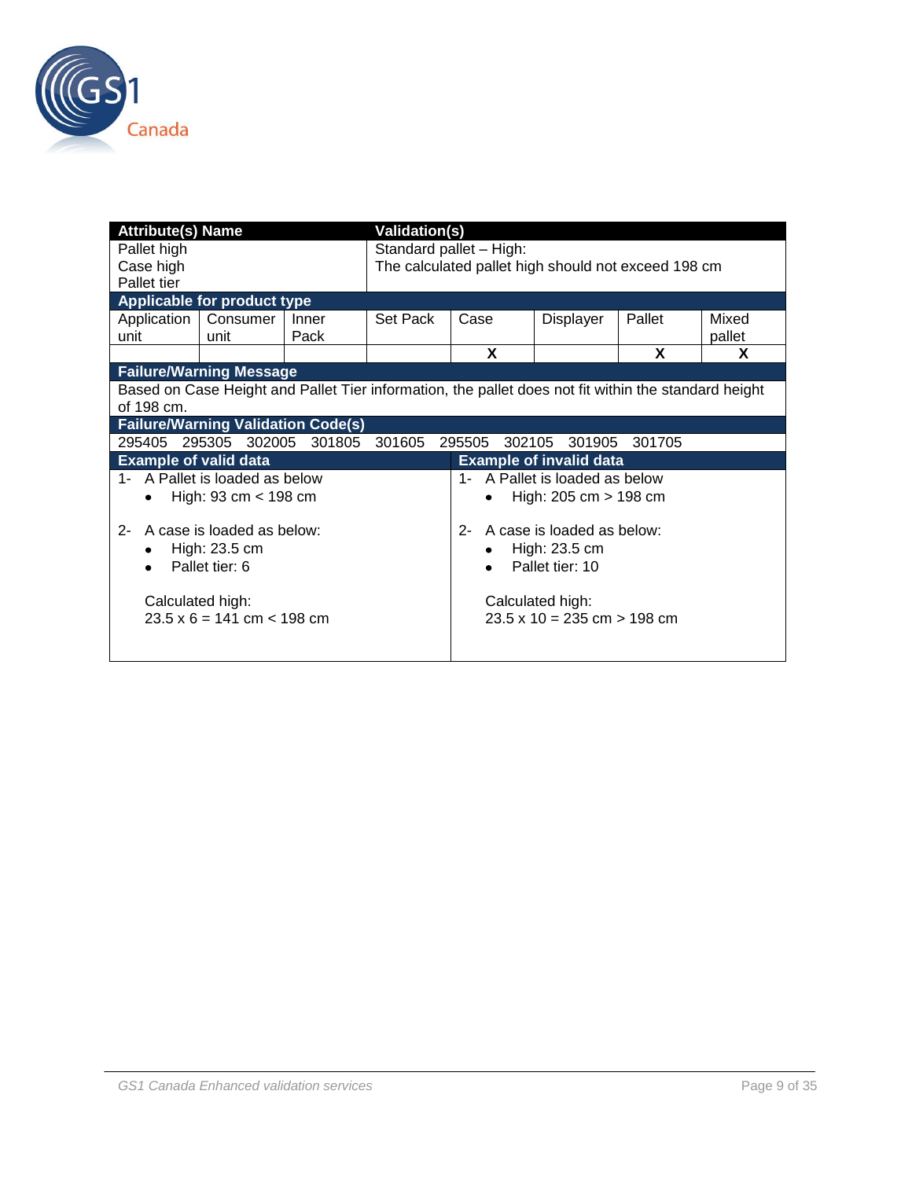| Attribute(s) Name | | | Validation(s) | | | | |
|---|---|---|---|---|---|---|---|
| Pallet high<br>Case high<br>Pallet tier | | | Standard pallet – High:<br>The calculated pallet high should not exceed 198 cm | | | | |
| **Applicable for product type** | | | | | | | |
| Application unit | Consumer unit | Inner Pack | Set Pack | Case | Displayer | Pallet | Mixed pallet |
| | | | | X | | X | X |
| **Failure/Warning Message** | | | | | | | |
| Based on Case Height and Pallet Tier information, the pallet does not fit within the standard height of 198 cm. | | | | | | | |
| **Failure/Warning Validation Code(s)** | | | | | | | |
| 295405 295305 302005 301805 301605 295505 302105 301905 301705 | | | | | | | |

| Example of valid data | Example of invalid data |
|---|---|
| 1- A Pallet is loaded as below<br>• High: 93 cm < 198 cm<br><br>2- A case is loaded as below:<br>• High: 23.5 cm<br>• Pallet tier: 6<br><br>Calculated high:<br>23.5 x 6 = 141 cm < 198 cm | 1- A Pallet is loaded as below<br>• High: 205 cm > 198 cm<br><br>2- A case is loaded as below:<br>• High: 23.5 cm<br>• Pallet tier: 10<br><br>Calculated high:<br>23.5 x 10 = 235 cm > 198 cm |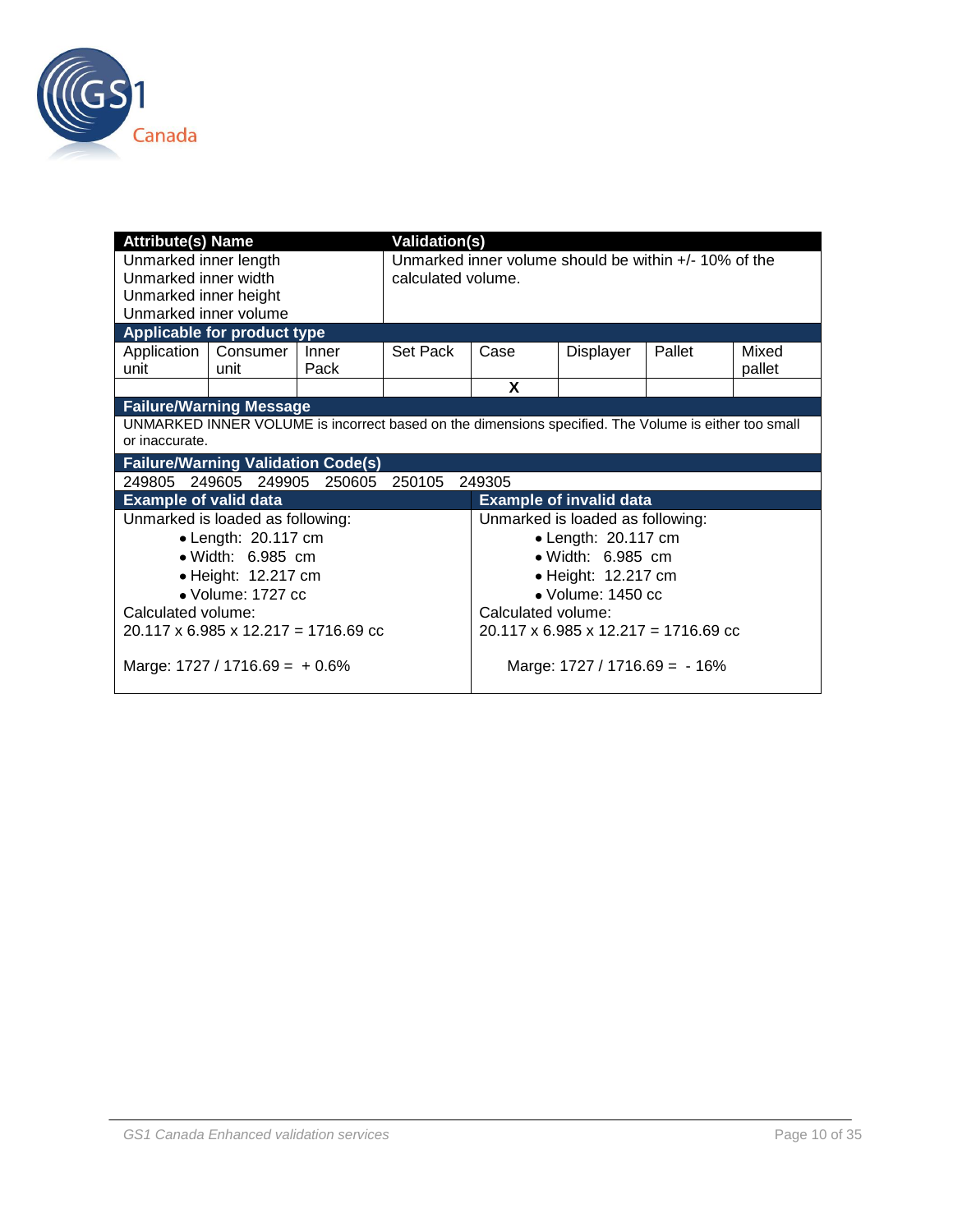| **Attribute(s) Name** | | | **Validation(s)** | | | | |
|---|---|---|---|---|---|---|---|
| Unmarked inner length<br>Unmarked inner width<br>Unmarked inner height<br>Unmarked inner volume | | | Unmarked inner volume should be within +/- 10% of the calculated volume. | | | | |
| **Applicable for product type** | | | | | | | |
| Application unit | Consumer unit | Inner Pack | Set Pack | Case | Displayer | Pallet | Mixed pallet |
| | | | | X | | | |
| **Failure/Warning Message** | | | | | | | |
| UNMARKED INNER VOLUME is incorrect based on the dimensions specified. The Volume is either too small or inaccurate. | | | | | | | |
| **Failure/Warning Validation Code(s)** | | | | | | | |
| 249805 249605 249905 250605 250105 249305 | | | | | | | |

| **Example of valid data** | **Example of invalid data** |
|---|---|
| Unmarked is loaded as following:<br>• Length: 20.117 cm<br>• Width: 6.985 cm<br>• Height: 12.217 cm<br>• Volume: 1727 cc<br>Calculated volume:<br>20.117 x 6.985 x 12.217 = 1716.69 cc<br><br>Marge: 1727 / 1716.69 = + 0.6% | Unmarked is loaded as following:<br>• Length: 20.117 cm<br>• Width: 6.985 cm<br>• Height: 12.217 cm<br>• Volume: 1450 cc<br>Calculated volume:<br>20.117 x 6.985 x 12.217 = 1716.69 cc<br><br>Marge: 1727 / 1716.69 = - 16% |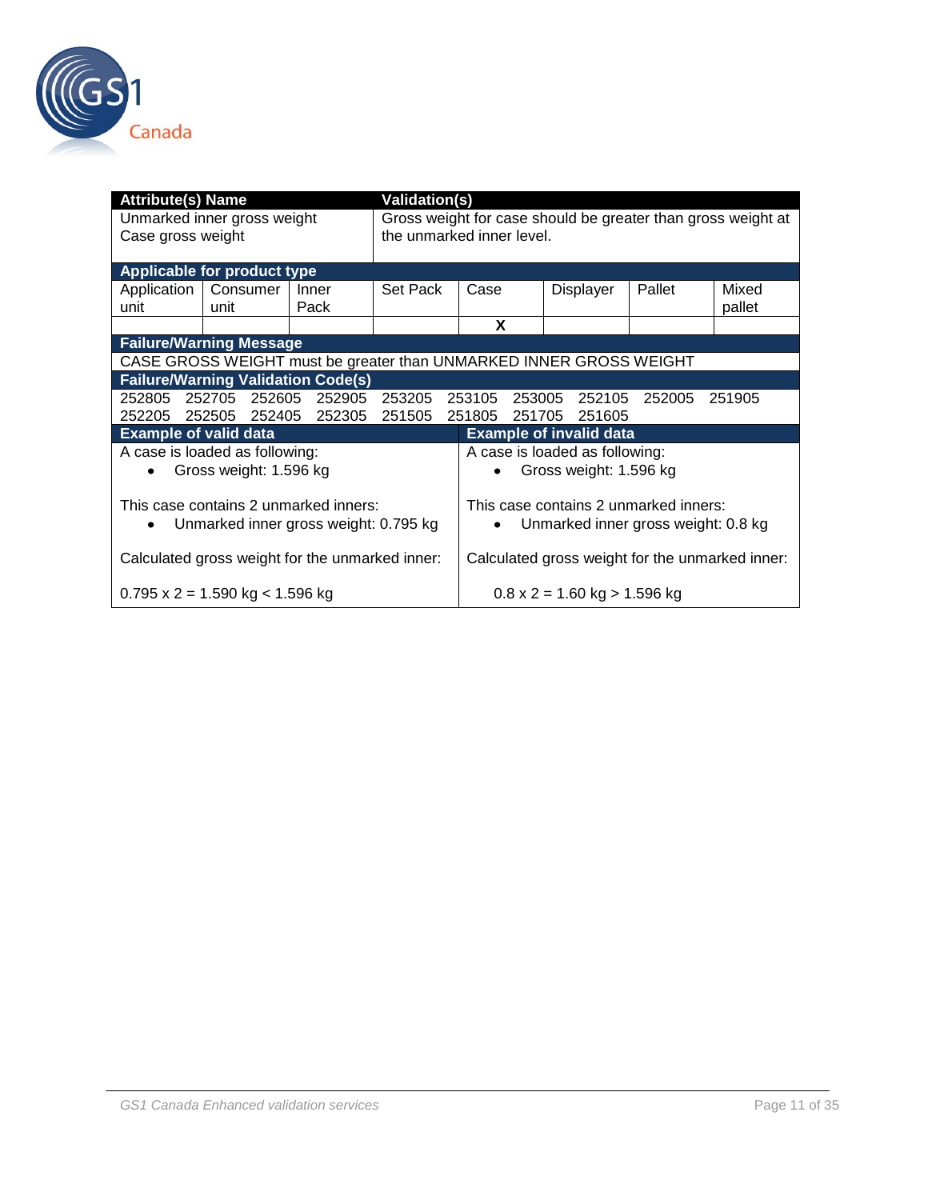| Attribute(s) Name | Validation(s) |
|---|---|
| Unmarked inner gross weight<br>Case gross weight | Gross weight for case should be greater than gross weight at the unmarked inner level. |

**Applicable for product type**

| Application unit | Consumer unit | Inner Pack | Set Pack | Case | Displayer | Pallet | Mixed pallet |
|---|---|---|---|---|---|---|---|
| | | | | X | | | |

**Failure/Warning Message**

CASE GROSS WEIGHT must be greater than UNMARKED INNER GROSS WEIGHT

**Failure/Warning Validation Code(s)**

252805 252705 252605 252905 253205 253105 253005 252105 252005 251905
252205 252505 252405 252305 251505 251805 251705 251605

| Example of valid data | Example of invalid data |
|---|---|
| A case is loaded as following:<br>• Gross weight: 1.596 kg<br><br>This case contains 2 unmarked inners:<br>• Unmarked inner gross weight: 0.795 kg<br><br>Calculated gross weight for the unmarked inner:<br><br>0.795 x 2 = 1.590 kg < 1.596 kg | A case is loaded as following:<br>• Gross weight: 1.596 kg<br><br>This case contains 2 unmarked inners:<br>• Unmarked inner gross weight: 0.8 kg<br><br>Calculated gross weight for the unmarked inner:<br><br>0.8 x 2 = 1.60 kg > 1.596 kg |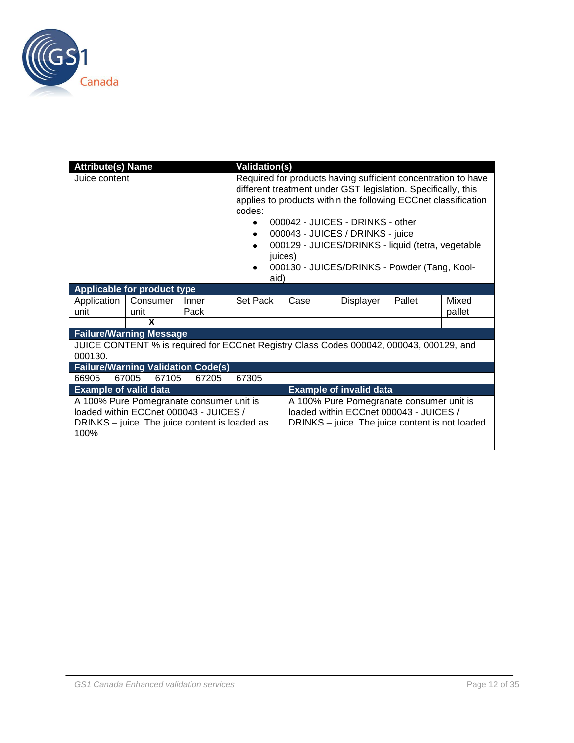| Attribute(s) Name | Validation(s) |
|---|---|
| Juice content | Required for products having sufficient concentration to have different treatment under GST legislation. Specifically, this applies to products within the following ECCnet classification codes:<br>• 000042 - JUICES - DRINKS - other<br>• 000043 - JUICES / DRINKS - juice<br>• 000129 - JUICES/DRINKS - liquid (tetra, vegetable juices)<br>• 000130 - JUICES/DRINKS - Powder (Tang, Kool-aid) |

**Applicable for product type**

| Application unit | Consumer unit | Inner Pack | Set Pack | Case | Displayer | Pallet | Mixed pallet |
|---|---|---|---|---|---|---|---|
| | X | | | | | | |

**Failure/Warning Message**

JUICE CONTENT % is required for ECCnet Registry Class Codes 000042, 000043, 000129, and 000130.

**Failure/Warning Validation Code(s)**

66905 67005 67105 67205 67305

| Example of valid data | Example of invalid data |
|---|---|
| A 100% Pure Pomegranate consumer unit is loaded within ECCnet 000043 - JUICES / DRINKS – juice. The juice content is loaded as 100% | A 100% Pure Pomegranate consumer unit is loaded within ECCnet 000043 - JUICES / DRINKS – juice. The juice content is not loaded. |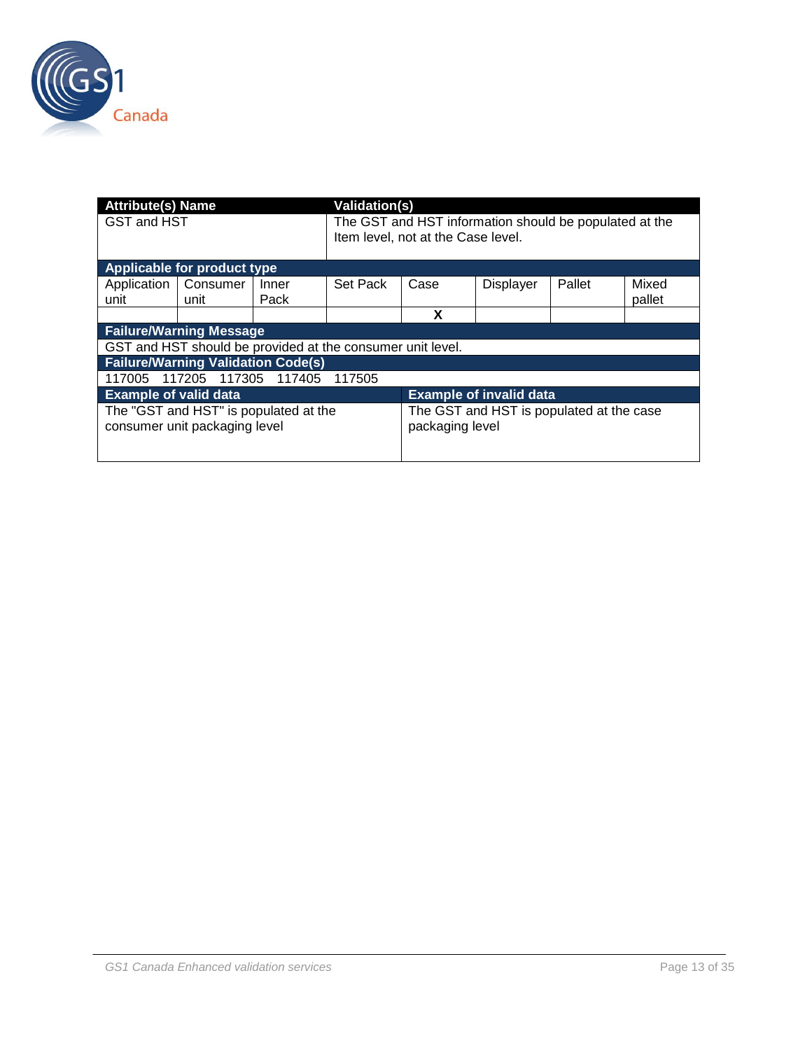| Attribute(s) Name | | | Validation(s) | | | | |
|---|---|---|---|---|---|---|---|
| GST and HST | | | The GST and HST information should be populated at the Item level, not at the Case level. | | | | |
| **Applicable for product type** | | | | | | | |
| Application unit | Consumer unit | Inner Pack | Set Pack | Case | Displayer | Pallet | Mixed pallet |
| | | | | X | | | |
| **Failure/Warning Message** | | | | | | | |
| GST and HST should be provided at the consumer unit level. | | | | | | | |
| **Failure/Warning Validation Code(s)** | | | | | | | |
| 117005 117205 117305 117405 117505 | | | | | | | |
| **Example of valid data** | | | | **Example of invalid data** | | | |
| The "GST and HST" is populated at the consumer unit packaging level | | | | The GST and HST is populated at the case packaging level | | | |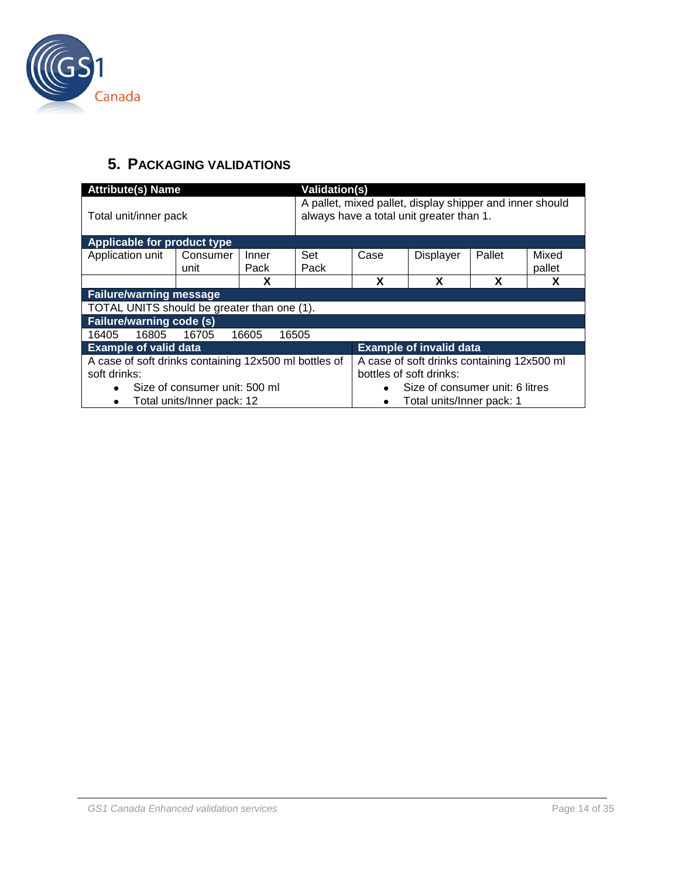## 5. Packaging validations

| Attribute(s) Name | | | | Validation(s) | | | |
|---|---|---|---|---|---|---|---|
| Total unit/inner pack | | | | A pallet, mixed pallet, display shipper and inner should always have a total unit greater than 1. | | | |
| **Applicable for product type** | | | | | | | |
| Application unit | Consumer unit | Inner Pack | Set Pack | Case | Displayer | Pallet | Mixed pallet |
| | | X | | X | X | X | X |
| **Failure/warning message** | | | | | | | |
| TOTAL UNITS should be greater than one (1). | | | | | | | |
| **Failure/warning code (s)** | | | | | | | |
| 16405 16805 16705 16605 16505 | | | | | | | |
| **Example of valid data** | | | | **Example of invalid data** | | | |
| A case of soft drinks containing 12x500 ml bottles of soft drinks:<br>• Size of consumer unit: 500 ml<br>• Total units/Inner pack: 12 | | | | A case of soft drinks containing 12x500 ml bottles of soft drinks:<br>• Size of consumer unit: 6 litres<br>• Total units/Inner pack: 1 | | | |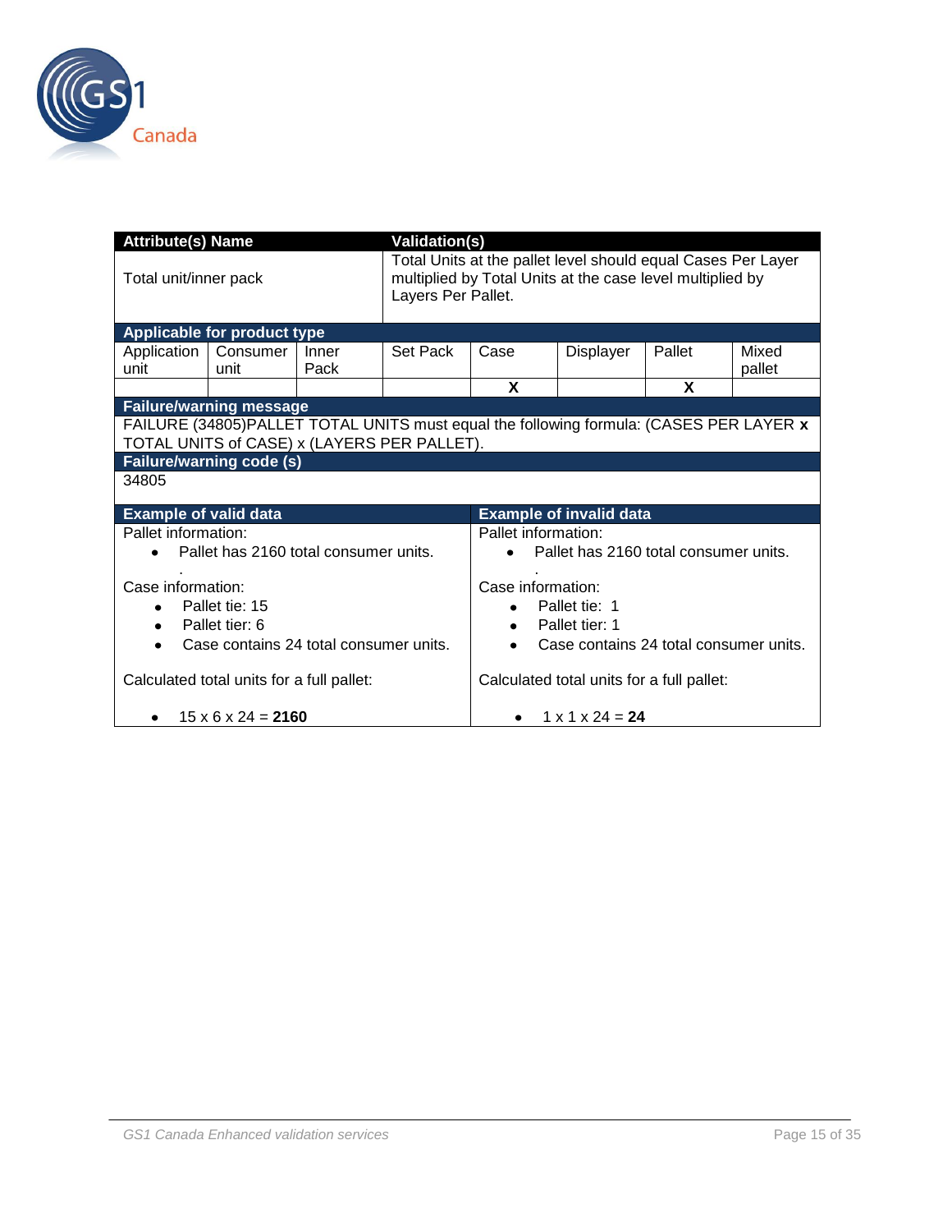| Attribute(s) Name | Validation(s) |
|---|---|
| Total unit/inner pack | Total Units at the pallet level should equal Cases Per Layer multiplied by Total Units at the case level multiplied by Layers Per Pallet. |

**Applicable for product type**

| Application unit | Consumer unit | Inner Pack | Set Pack | Case | Displayer | Pallet | Mixed pallet |
|---|---|---|---|---|---|---|---|
| | | | | **X** | | **X** | |

**Failure/warning message**

FAILURE (34805)PALLET TOTAL UNITS must equal the following formula: (CASES PER LAYER **x** TOTAL UNITS of CASE) x (LAYERS PER PALLET).

**Failure/warning code (s)**

34805

| Example of valid data | Example of invalid data |
|---|---|
| Pallet information:<br>• Pallet has 2160 total consumer units.<br>.<br>Case information:<br>• Pallet tie: 15<br>• Pallet tier: 6<br>• Case contains 24 total consumer units.<br><br>Calculated total units for a full pallet:<br><br>• 15 x 6 x 24 = **2160** | Pallet information:<br>• Pallet has 2160 total consumer units.<br>.<br>Case information:<br>• Pallet tie: 1<br>• Pallet tier: 1<br>• Case contains 24 total consumer units.<br><br>Calculated total units for a full pallet:<br><br>• 1 x 1 x 24 = **24** |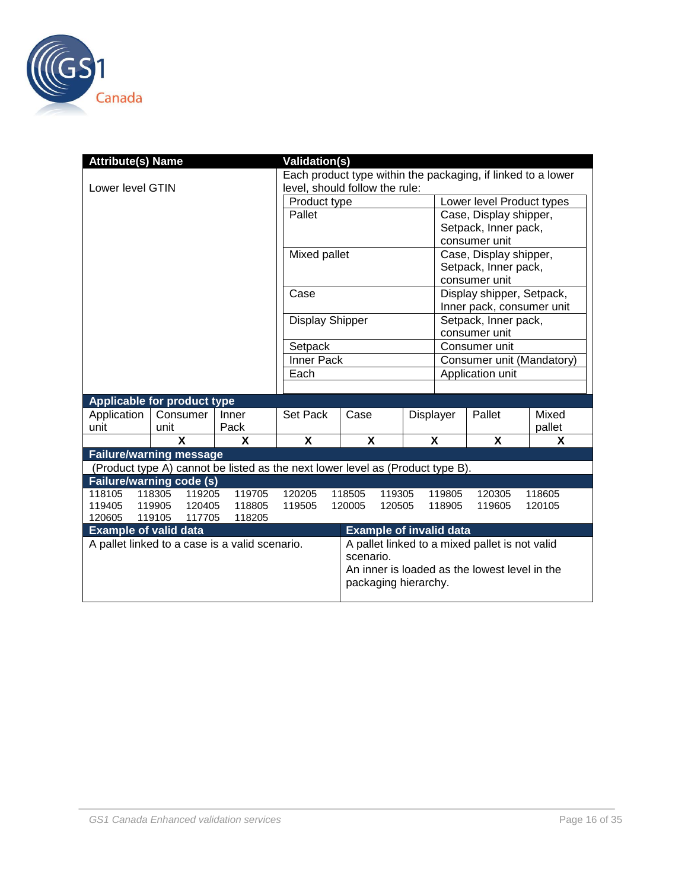| Attribute(s) Name | Validation(s) |
| --- | --- |
| Lower level GTIN | Each product type within the packaging, if linked to a lower level, should follow the rule: |

| Product type | Lower level Product types |
| --- | --- |
| Pallet | Case, Display shipper, Setpack, Inner pack, consumer unit |
| Mixed pallet | Case, Display shipper, Setpack, Inner pack, consumer unit |
| Case | Display shipper, Setpack, Inner pack, consumer unit |
| Display Shipper | Setpack, Inner pack, consumer unit |
| Setpack | Consumer unit |
| Inner Pack | Consumer unit (Mandatory) |
| Each | Application unit |
| | |

**Applicable for product type**

| Application unit | Consumer unit | Inner Pack | Set Pack | Case | Displayer | Pallet | Mixed pallet |
| --- | --- | --- | --- | --- | --- | --- | --- |
| | X | X | X | X | X | X | X |

**Failure/warning message**

(Product type A) cannot be listed as the next lower level as (Product type B).

**Failure/warning code (s)**

118105 118305 119205 119705 120205 118505 119305 119805 120305 118605
119405 119905 120405 118805 119505 120005 120505 118905 119605 120105
120605 119105 117705 118205

| Example of valid data | Example of invalid data |
| --- | --- |
| A pallet linked to a case is a valid scenario. | A pallet linked to a mixed pallet is not valid scenario.<br>An inner is loaded as the lowest level in the packaging hierarchy. |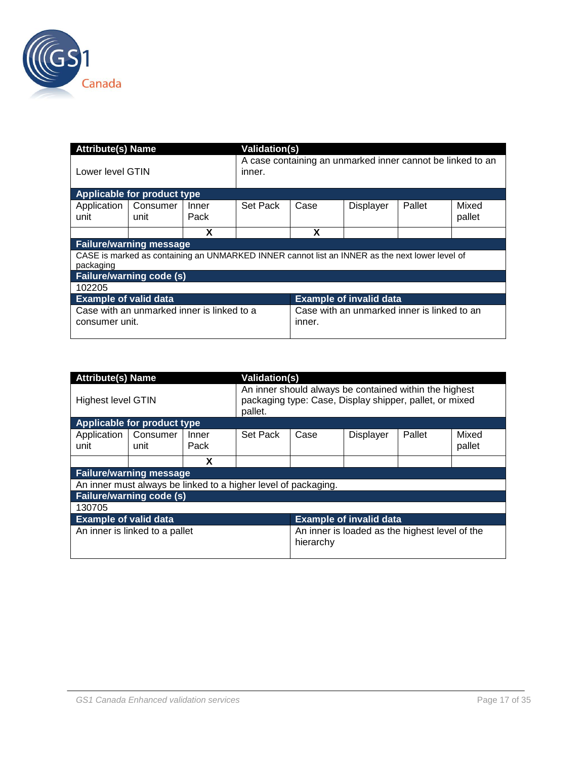| Attribute(s) Name | | | Validation(s) | | | | |
|---|---|---|---|---|---|---|---|
| Lower level GTIN | | | A case containing an unmarked inner cannot be linked to an inner. | | | | |
| **Applicable for product type** | | | | | | | |
| Application unit | Consumer unit | Inner Pack | Set Pack | Case | Displayer | Pallet | Mixed pallet |
| | | X | | X | | | |
| **Failure/warning message** | | | | | | | |
| CASE is marked as containing an UNMARKED INNER cannot list an INNER as the next lower level of packaging | | | | | | | |
| **Failure/warning code (s)** | | | | | | | |
| 102205 | | | | | | | |
| **Example of valid data** | | | | **Example of invalid data** | | | |
| Case with an unmarked inner is linked to a consumer unit. | | | | Case with an unmarked inner is linked to an inner. | | | |

| Attribute(s) Name | | | Validation(s) | | | | |
|---|---|---|---|---|---|---|---|
| Highest level GTIN | | | An inner should always be contained within the highest packaging type: Case, Display shipper, pallet, or mixed pallet. | | | | |
| **Applicable for product type** | | | | | | | |
| Application unit | Consumer unit | Inner Pack | Set Pack | Case | Displayer | Pallet | Mixed pallet |
| | | X | | | | | |
| **Failure/warning message** | | | | | | | |
| An inner must always be linked to a higher level of packaging. | | | | | | | |
| **Failure/warning code (s)** | | | | | | | |
| 130705 | | | | | | | |
| **Example of valid data** | | | | **Example of invalid data** | | | |
| An inner is linked to a pallet | | | | An inner is loaded as the highest level of the hierarchy | | | |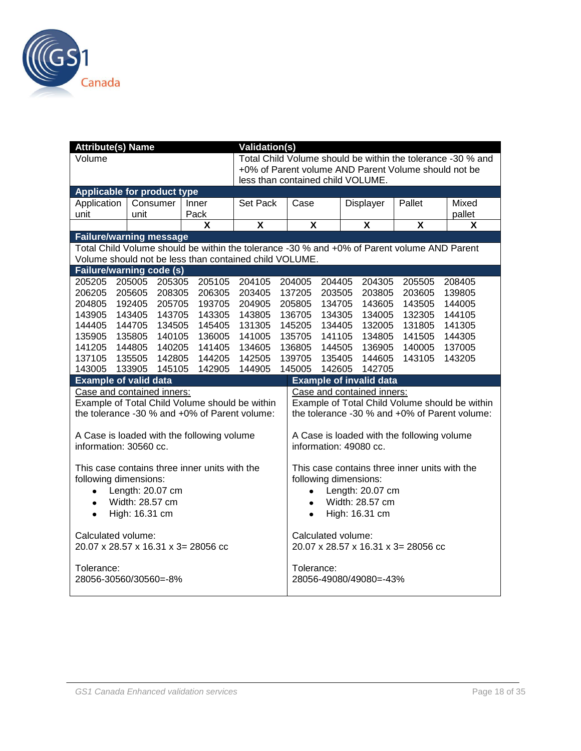| Attribute(s) Name | Validation(s) |
|---|---|
| Volume | Total Child Volume should be within the tolerance -30 % and +0% of Parent volume AND Parent Volume should not be less than contained child VOLUME. |

**Applicable for product type**

| Application unit | Consumer unit | Inner Pack | Set Pack | Case | Displayer | Pallet | Mixed pallet |
|---|---|---|---|---|---|---|---|
| | | X | X | X | X | X | X |

**Failure/warning message**

Total Child Volume should be within the tolerance -30 % and +0% of Parent volume AND Parent Volume should not be less than contained child VOLUME.

**Failure/warning code (s)**

| | | | | | | | | | |
|---|---|---|---|---|---|---|---|---|---|
| 205205 | 205005 | 205305 | 205105 | 204105 | 204005 | 204405 | 204305 | 205505 | 208405 |
| 206205 | 205605 | 208305 | 206305 | 203405 | 137205 | 203505 | 203805 | 203605 | 139805 |
| 204805 | 192405 | 205705 | 193705 | 204905 | 205805 | 134705 | 143605 | 143505 | 144005 |
| 143905 | 143405 | 143705 | 143305 | 143805 | 136705 | 134305 | 134005 | 132305 | 144105 |
| 144405 | 144705 | 134505 | 145405 | 131305 | 145205 | 134405 | 132005 | 131805 | 141305 |
| 135905 | 135805 | 140105 | 136005 | 141005 | 135705 | 141105 | 134805 | 141505 | 144305 |
| 141205 | 144805 | 140205 | 141405 | 134605 | 136805 | 144505 | 136905 | 140005 | 137005 |
| 137105 | 135505 | 142805 | 144205 | 142505 | 139705 | 135405 | 144605 | 143105 | 143205 |
| 143005 | 133905 | 145105 | 142905 | 144905 | 145005 | 142605 | 142705 | | |

| Example of valid data | Example of invalid data |
|---|---|
| <u>Case and contained inners:</u><br>Example of Total Child Volume should be within the tolerance -30 % and +0% of Parent volume:<br><br>A Case is loaded with the following volume information: 30560 cc.<br><br>This case contains three inner units with the following dimensions:<br>• Length: 20.07 cm<br>• Width: 28.57 cm<br>• High: 16.31 cm<br><br>Calculated volume:<br>20.07 x 28.57 x 16.31 x 3= 28056 cc<br><br>Tolerance:<br>28056-30560/30560=-8% | <u>Case and contained inners:</u><br>Example of Total Child Volume should be within the tolerance -30 % and +0% of Parent volume:<br><br>A Case is loaded with the following volume information: 49080 cc.<br><br>This case contains three inner units with the following dimensions:<br>• Length: 20.07 cm<br>• Width: 28.57 cm<br>• High: 16.31 cm<br><br>Calculated volume:<br>20.07 x 28.57 x 16.31 x 3= 28056 cc<br><br>Tolerance:<br>28056-49080/49080=-43% |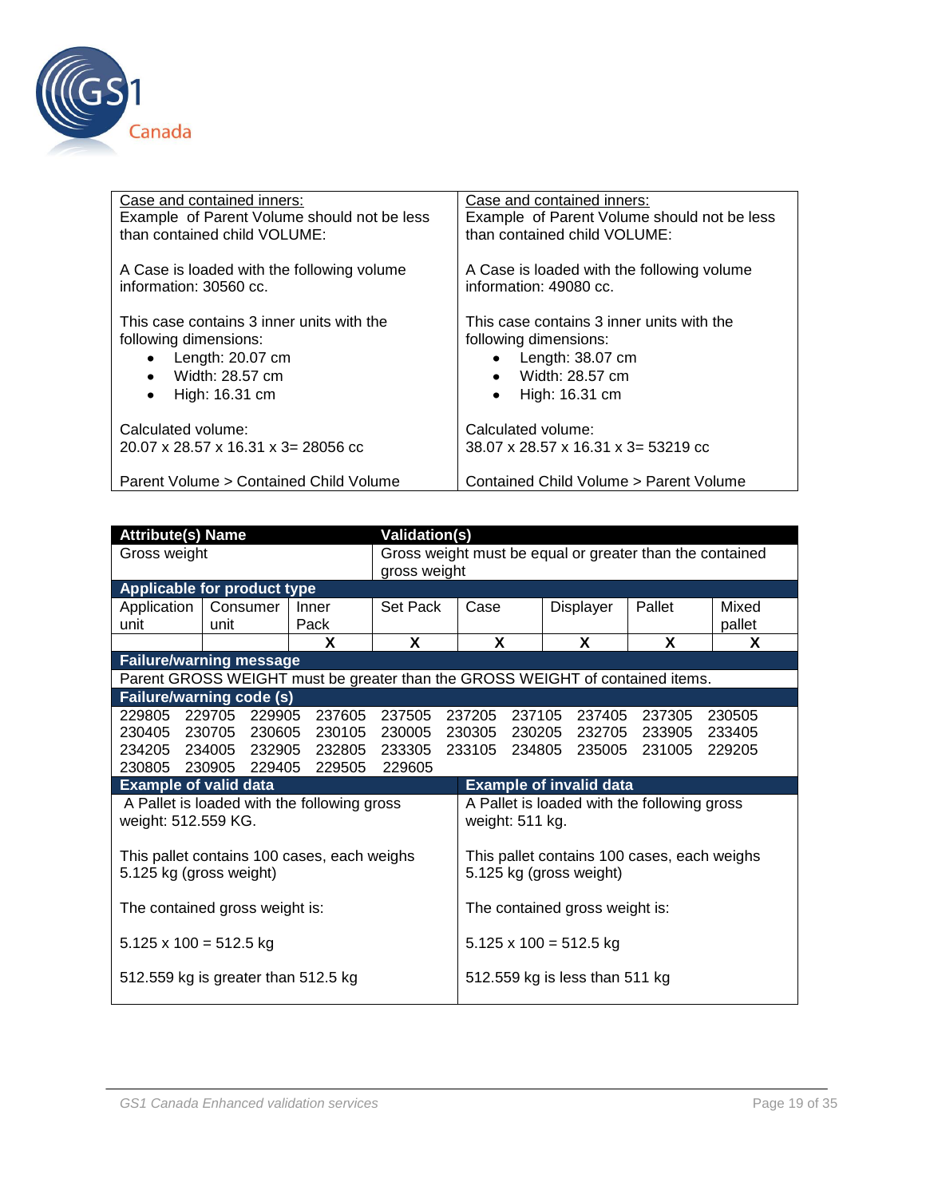| Case and contained inners:<br>Example of Parent Volume should not be less than contained child VOLUME:<br><br>A Case is loaded with the following volume information: 30560 cc.<br><br>This case contains 3 inner units with the following dimensions:<br>• Length: 20.07 cm<br>• Width: 28.57 cm<br>• High: 16.31 cm<br><br>Calculated volume:<br>20.07 x 28.57 x 16.31 x 3= 28056 cc<br><br>Parent Volume > Contained Child Volume | Case and contained inners:<br>Example of Parent Volume should not be less than contained child VOLUME:<br><br>A Case is loaded with the following volume information: 49080 cc.<br><br>This case contains 3 inner units with the following dimensions:<br>• Length: 38.07 cm<br>• Width: 28.57 cm<br>• High: 16.31 cm<br><br>Calculated volume:<br>38.07 x 28.57 x 16.31 x 3= 53219 cc<br><br>Contained Child Volume > Parent Volume |
|---|---|

| **Attribute(s) Name** | | | **Validation(s)** | | | | |
|---|---|---|---|---|---|---|---|
| Gross weight | | | Gross weight must be equal or greater than the contained gross weight | | | | |
| **Applicable for product type** | | | | | | | |
| Application unit | Consumer unit | Inner Pack | Set Pack | Case | Displayer | Pallet | Mixed pallet |
| | | X | X | X | X | X | X |
| **Failure/warning message** | | | | | | | |
| Parent GROSS WEIGHT must be greater than the GROSS WEIGHT of contained items. | | | | | | | |
| **Failure/warning code (s)** | | | | | | | |
| 229805 229705 229905 237605 237505 237205 237105 237405 237305 230505 230405 230705 230605 230105 230005 230305 230205 232705 233905 233405 234205 234005 232905 232805 233305 233105 234805 235005 231005 229205 230805 230905 229405 229505 229605 | | | | | | | |
| **Example of valid data** | | | | **Example of invalid data** | | | |
| A Pallet is loaded with the following gross weight: 512.559 KG.<br><br>This pallet contains 100 cases, each weighs 5.125 kg (gross weight)<br><br>The contained gross weight is:<br><br>5.125 x 100 = 512.5 kg<br><br>512.559 kg is greater than 512.5 kg | | | | A Pallet is loaded with the following gross weight: 511 kg.<br><br>This pallet contains 100 cases, each weighs 5.125 kg (gross weight)<br><br>The contained gross weight is:<br><br>5.125 x 100 = 512.5 kg<br><br>512.559 kg is less than 511 kg | | | |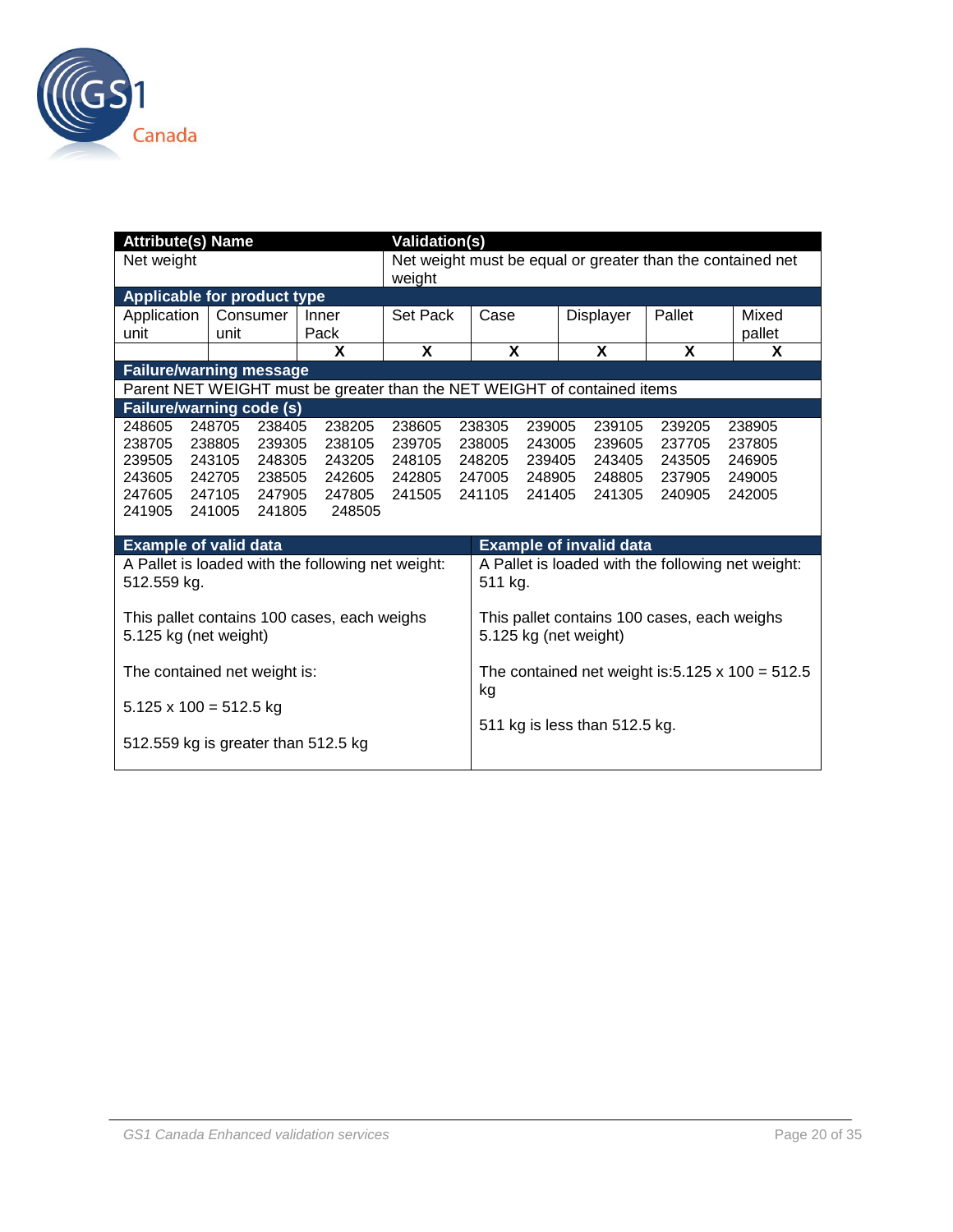| Attribute(s) Name | | | Validation(s) | | | | |
|---|---|---|---|---|---|---|---|
| Net weight | | | Net weight must be equal or greater than the contained net weight | | | | |
| **Applicable for product type** | | | | | | | |
| Application unit | Consumer unit | Inner Pack | Set Pack | Case | Displayer | Pallet | Mixed pallet |
| | | X | X | X | X | X | X |
| **Failure/warning message** | | | | | | | |
| Parent NET WEIGHT must be greater than the NET WEIGHT of contained items | | | | | | | |

**Failure/warning code (s)**

| | | | | | | | | | |
|---|---|---|---|---|---|---|---|---|---|
| 248605 | 248705 | 238405 | 238205 | 238605 | 238305 | 239005 | 239105 | 239205 | 238905 |
| 238705 | 238805 | 239305 | 238105 | 239705 | 238005 | 243005 | 239605 | 237705 | 237805 |
| 239505 | 243105 | 248305 | 243205 | 248105 | 248205 | 239405 | 243405 | 243505 | 246905 |
| 243605 | 242705 | 238505 | 242605 | 242805 | 247005 | 248905 | 248805 | 237905 | 249005 |
| 247605 | 247105 | 247905 | 247805 | 241505 | 241105 | 241405 | 241305 | 240905 | 242005 |
| 241905 | 241005 | 241805 | 248505 | | | | | | |

| Example of valid data | Example of invalid data |
|---|---|
| A Pallet is loaded with the following net weight: 512.559 kg.<br><br>This pallet contains 100 cases, each weighs 5.125 kg (net weight)<br><br>The contained net weight is:<br><br>5.125 x 100 = 512.5 kg<br><br>512.559 kg is greater than 512.5 kg | A Pallet is loaded with the following net weight: 511 kg.<br><br>This pallet contains 100 cases, each weighs 5.125 kg (net weight)<br><br>The contained net weight is:5.125 x 100 = 512.5 kg<br><br>511 kg is less than 512.5 kg. |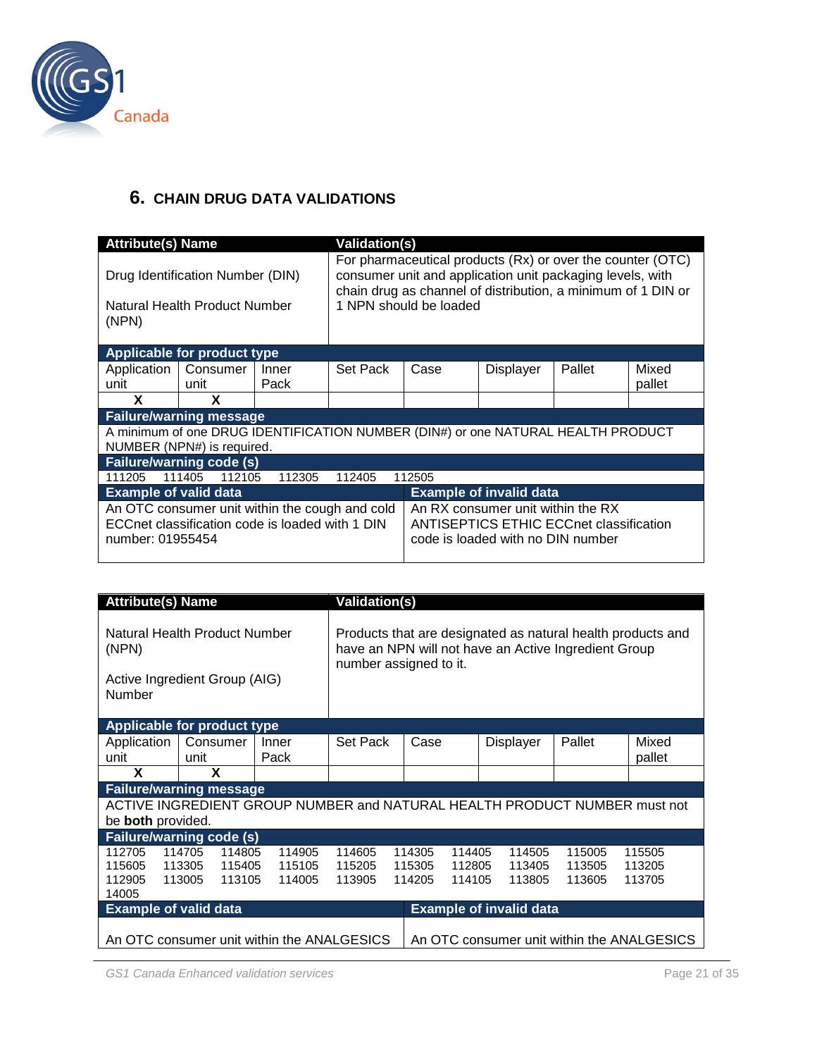## 6. CHAIN DRUG DATA VALIDATIONS

| Attribute(s) Name | | | Validation(s) | | | | |
|---|---|---|---|---|---|---|---|
| Drug Identification Number (DIN)<br><br>Natural Health Product Number (NPN) | | | For pharmaceutical products (Rx) or over the counter (OTC) consumer unit and application unit packaging levels, with chain drug as channel of distribution, a minimum of 1 DIN or 1 NPN should be loaded | | | | |
| **Applicable for product type** | | | | | | | |
| Application unit | Consumer unit | Inner Pack | Set Pack | Case | Displayer | Pallet | Mixed pallet |
| X | X | | | | | | |
| **Failure/warning message** | | | | | | | |
| A minimum of one DRUG IDENTIFICATION NUMBER (DIN#) or one NATURAL HEALTH PRODUCT NUMBER (NPN#) is required. | | | | | | | |
| **Failure/warning code (s)** | | | | | | | |
| 111205 111405 112105 112305 112405 112505 | | | | | | | |
| **Example of valid data** | | | | **Example of invalid data** | | | |
| An OTC consumer unit within the cough and cold ECCnet classification code is loaded with 1 DIN number: 01955454 | | | | An RX consumer unit within the RX ANTISEPTICS ETHIC ECCnet classification code is loaded with no DIN number | | | |

| Attribute(s) Name | | | Validation(s) | | | | |
|---|---|---|---|---|---|---|---|
| Natural Health Product Number (NPN)<br><br>Active Ingredient Group (AIG) Number | | | Products that are designated as natural health products and have an NPN will not have an Active Ingredient Group number assigned to it. | | | | |
| **Applicable for product type** | | | | | | | |
| Application unit | Consumer unit | Inner Pack | Set Pack | Case | Displayer | Pallet | Mixed pallet |
| X | X | | | | | | |
| **Failure/warning message** | | | | | | | |
| ACTIVE INGREDIENT GROUP NUMBER and NATURAL HEALTH PRODUCT NUMBER must not be **both** provided. | | | | | | | |
| **Failure/warning code (s)** | | | | | | | |
| 112705 114705 114805 114905 114605 114305 114405 114505 115005 115505 115605 113305 115405 115105 115205 115305 112805 113405 113505 113205 112905 113005 113105 114005 113905 114205 114105 113805 113605 113705 14005 | | | | | | | |
| **Example of valid data** | | | | **Example of invalid data** | | | |
| An OTC consumer unit within the ANALGESICS | | | | An OTC consumer unit within the ANALGESICS | | | |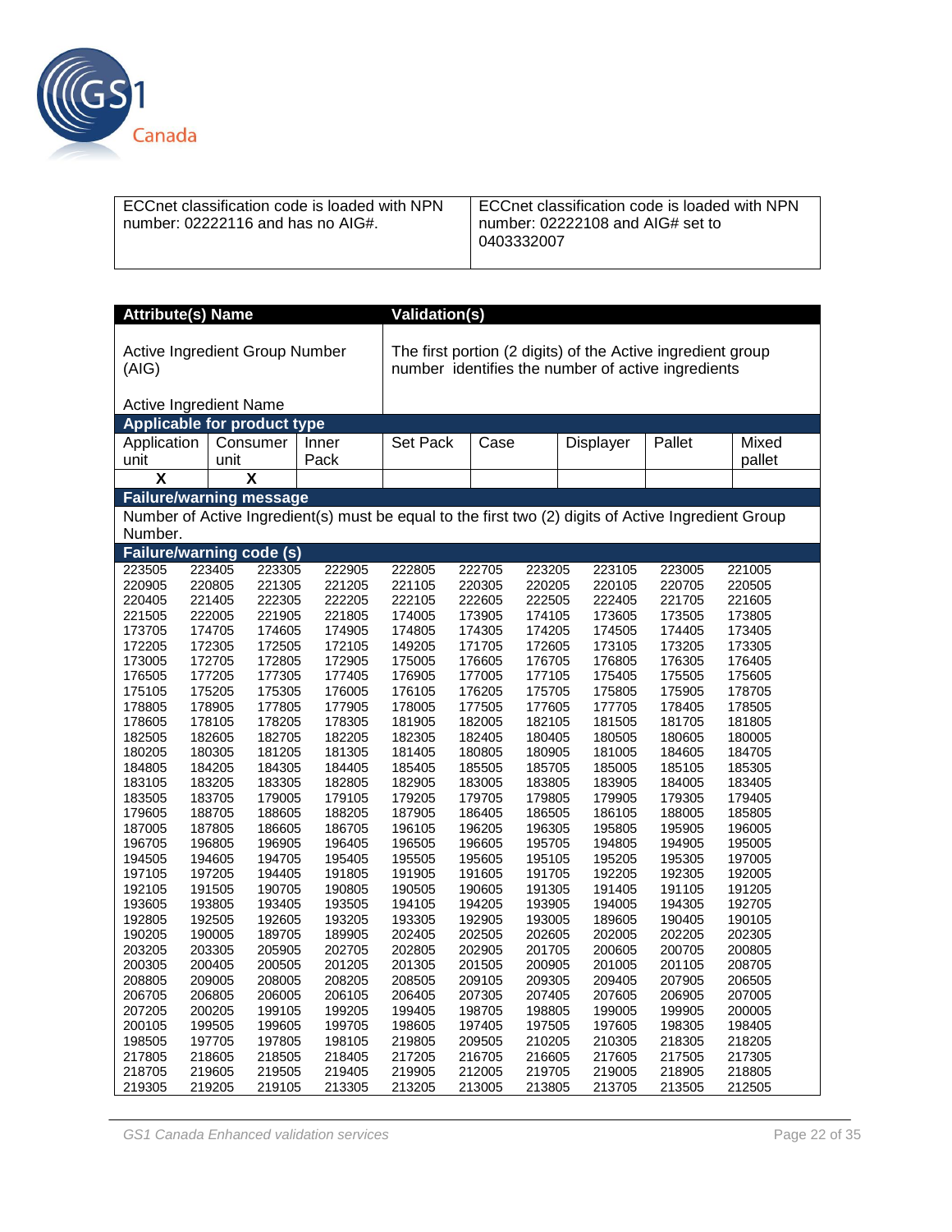| ECCnet classification code is loaded with NPN number: 02222116 and has no AIG#. | ECCnet classification code is loaded with NPN number: 02222108 and AIG# set to 0403332007 |
|---|---|

| **Attribute(s) Name** | | | **Validation(s)** | | | | |
|---|---|---|---|---|---|---|---|
| Active Ingredient Group Number (AIG)<br><br>Active Ingredient Name | | | The first portion (2 digits) of the Active ingredient group number identifies the number of active ingredients | | | | |
| **Applicable for product type** | | | | | | | |
| Application unit | Consumer unit | Inner Pack | Set Pack | Case | Displayer | Pallet | Mixed pallet |
| X | X | | | | | | |
| **Failure/warning message** | | | | | | | |
| Number of Active Ingredient(s) must be equal to the first two (2) digits of Active Ingredient Group Number. | | | | | | | |

**Failure/warning code (s)**

| | | | | | | | | | |
|---|---|---|---|---|---|---|---|---|---|
| 223505 | 223405 | 223305 | 222905 | 222805 | 222705 | 223205 | 223105 | 223005 | 221005 |
| 220905 | 220805 | 221305 | 221205 | 221105 | 220305 | 220205 | 220105 | 220705 | 220505 |
| 220405 | 221405 | 222305 | 222205 | 222105 | 222605 | 222505 | 222405 | 221705 | 221605 |
| 221505 | 222005 | 221905 | 221805 | 174005 | 173905 | 174105 | 173605 | 173505 | 173805 |
| 173705 | 174705 | 174605 | 174905 | 174805 | 174305 | 174205 | 174505 | 174405 | 173405 |
| 172205 | 172305 | 172505 | 172105 | 149205 | 171705 | 172605 | 173105 | 173205 | 173305 |
| 173005 | 172705 | 172805 | 172905 | 175005 | 176605 | 176705 | 176805 | 176305 | 176405 |
| 176505 | 177205 | 177305 | 177405 | 176905 | 177005 | 177105 | 175405 | 175505 | 175605 |
| 175105 | 175205 | 175305 | 176005 | 176105 | 176205 | 175705 | 175805 | 175905 | 178705 |
| 178805 | 178905 | 177805 | 177905 | 178005 | 177505 | 177605 | 177705 | 178405 | 178505 |
| 178605 | 178105 | 178205 | 178305 | 181905 | 182005 | 182105 | 181505 | 181705 | 181805 |
| 182505 | 182605 | 182705 | 182205 | 182305 | 182405 | 180405 | 180505 | 180605 | 180005 |
| 180205 | 180305 | 181205 | 181305 | 181405 | 180805 | 180905 | 181005 | 184605 | 184705 |
| 184805 | 184205 | 184305 | 184405 | 185405 | 185505 | 185705 | 185005 | 185105 | 185305 |
| 183105 | 183205 | 183305 | 182805 | 182905 | 183005 | 183805 | 183905 | 184005 | 183405 |
| 183505 | 183705 | 179005 | 179105 | 179205 | 179705 | 179805 | 179905 | 179305 | 179405 |
| 179605 | 188705 | 188605 | 188205 | 187905 | 186405 | 186505 | 186105 | 188005 | 185805 |
| 187005 | 187805 | 186605 | 186705 | 196105 | 196205 | 196305 | 195805 | 195905 | 196005 |
| 196705 | 196805 | 196905 | 196405 | 196505 | 196605 | 195705 | 194805 | 194905 | 195005 |
| 194505 | 194605 | 194705 | 195405 | 195505 | 195605 | 195105 | 195205 | 195305 | 197005 |
| 197105 | 197205 | 194405 | 191805 | 191905 | 191605 | 191705 | 192205 | 192305 | 192005 |
| 192105 | 191505 | 190705 | 190805 | 190505 | 190605 | 191305 | 191405 | 191105 | 191205 |
| 193605 | 193805 | 193405 | 193505 | 194105 | 194205 | 193905 | 194005 | 194305 | 192705 |
| 192805 | 192505 | 192605 | 193205 | 193305 | 192905 | 193005 | 189605 | 190405 | 190105 |
| 190205 | 190005 | 189705 | 189905 | 202405 | 202505 | 202605 | 202005 | 202205 | 202305 |
| 203205 | 203305 | 205905 | 202705 | 202805 | 202905 | 201705 | 200605 | 200705 | 200805 |
| 200305 | 200405 | 200505 | 201205 | 201305 | 201505 | 200905 | 201005 | 201105 | 208705 |
| 208805 | 209005 | 208005 | 208205 | 208505 | 209105 | 209305 | 209405 | 207905 | 206505 |
| 206705 | 206805 | 206005 | 206105 | 206405 | 207305 | 207405 | 207605 | 206905 | 207005 |
| 207205 | 200205 | 199105 | 199205 | 199405 | 198705 | 198805 | 199005 | 199905 | 200005 |
| 200105 | 199505 | 199605 | 199705 | 198605 | 197405 | 197505 | 197605 | 198305 | 198405 |
| 198505 | 197705 | 197805 | 198105 | 219805 | 209505 | 210205 | 210305 | 218305 | 218205 |
| 217805 | 218605 | 218505 | 218405 | 217205 | 216705 | 216605 | 217605 | 217505 | 217305 |
| 218705 | 219605 | 219505 | 219405 | 219905 | 212005 | 219705 | 219005 | 218905 | 218805 |
| 219305 | 219205 | 219105 | 213305 | 213205 | 213005 | 213805 | 213705 | 213505 | 212505 |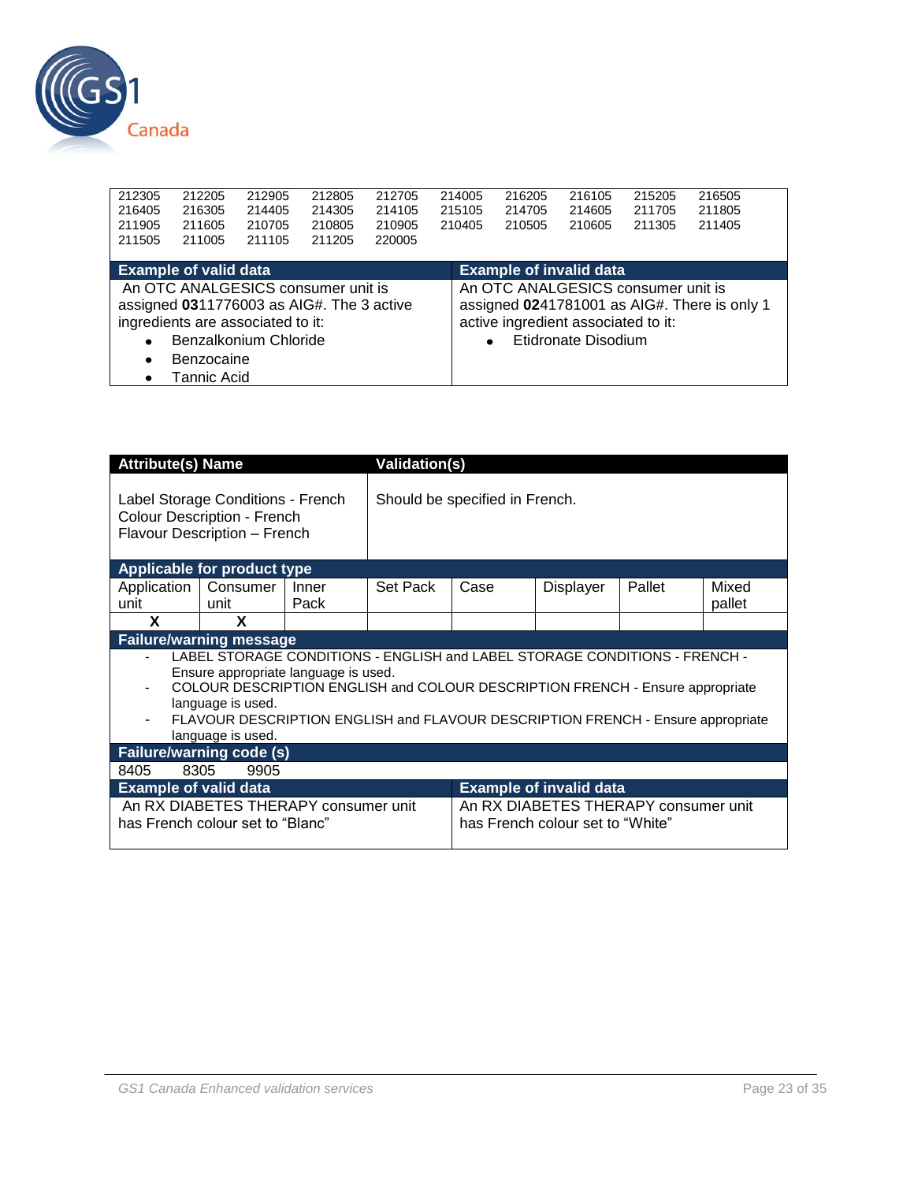| | | | | | | | | | |
|---|---|---|---|---|---|---|---|---|---|
| 212305 | 212205 | 212905 | 212805 | 212705 | 214005 | 216205 | 216105 | 215205 | 216505 |
| 216405 | 216305 | 214405 | 214305 | 214105 | 215105 | 214705 | 214605 | 211705 | 211805 |
| 211905 | 211605 | 210705 | 210805 | 210905 | 210405 | 210505 | 210605 | 211305 | 211405 |
| 211505 | 211005 | 211105 | 211205 | 220005 | | | | | |

| Example of valid data | Example of invalid data |
|---|---|
| An OTC ANALGESICS consumer unit is assigned **03**11776003 as AIG#. The 3 active ingredients are associated to it:<br>• Benzalkonium Chloride<br>• Benzocaine<br>• Tannic Acid | An OTC ANALGESICS consumer unit is assigned **02**41781001 as AIG#. There is only 1 active ingredient associated to it:<br>• Etidronate Disodium |

| Attribute(s) Name | Validation(s) |
|---|---|
| Label Storage Conditions - French<br>Colour Description - French<br>Flavour Description – French | Should be specified in French. |

**Applicable for product type**

| Application unit | Consumer unit | Inner Pack | Set Pack | Case | Displayer | Pallet | Mixed pallet |
|---|---|---|---|---|---|---|---|
| X | X | | | | | | |

**Failure/warning message**

- LABEL STORAGE CONDITIONS - ENGLISH and LABEL STORAGE CONDITIONS - FRENCH - Ensure appropriate language is used.
- COLOUR DESCRIPTION ENGLISH and COLOUR DESCRIPTION FRENCH - Ensure appropriate language is used.
- FLAVOUR DESCRIPTION ENGLISH and FLAVOUR DESCRIPTION FRENCH - Ensure appropriate language is used.

**Failure/warning code (s)**

8405 8305 9905

| Example of valid data | Example of invalid data |
|---|---|
| An RX DIABETES THERAPY consumer unit has French colour set to “Blanc” | An RX DIABETES THERAPY consumer unit has French colour set to “White” |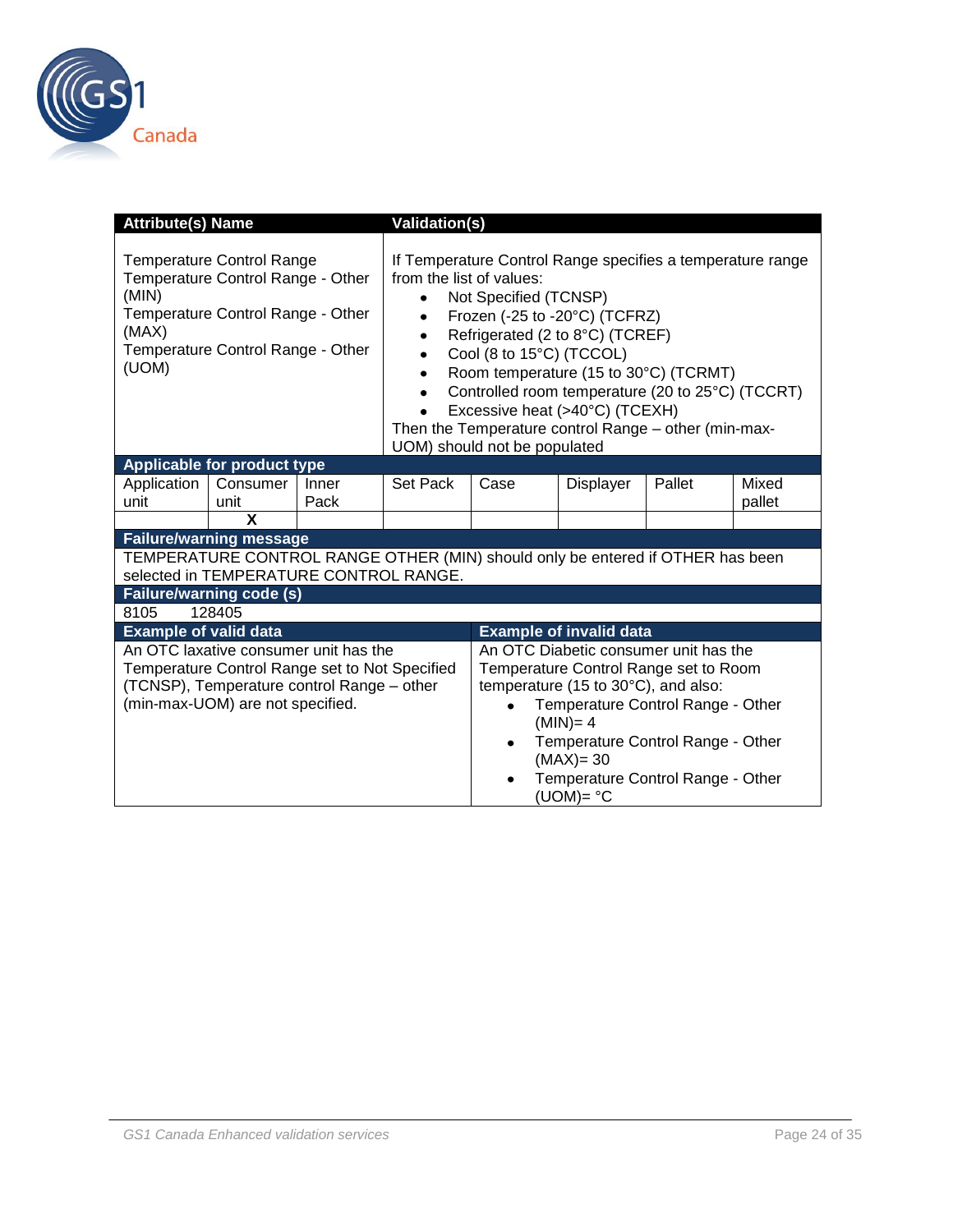| Attribute(s) Name | | | Validation(s) | | | | |
|---|---|---|---|---|---|---|---|
| Temperature Control Range<br>Temperature Control Range - Other (MIN)<br>Temperature Control Range - Other (MAX)<br>Temperature Control Range - Other (UOM) | | | If Temperature Control Range specifies a temperature range from the list of values:<br>• Not Specified (TCNSP)<br>• Frozen (-25 to -20°C) (TCFRZ)<br>• Refrigerated (2 to 8°C) (TCREF)<br>• Cool (8 to 15°C) (TCCOL)<br>• Room temperature (15 to 30°C) (TCRMT)<br>• Controlled room temperature (20 to 25°C) (TCCRT)<br>• Excessive heat (>40°C) (TCEXH)<br>Then the Temperature control Range – other (min-max-UOM) should not be populated | | | | |
| **Applicable for product type** | | | | | | | |
| Application unit | Consumer unit | Inner Pack | Set Pack | Case | Displayer | Pallet | Mixed pallet |
| | X | | | | | | |
| **Failure/warning message** | | | | | | | |
| TEMPERATURE CONTROL RANGE OTHER (MIN) should only be entered if OTHER has been selected in TEMPERATURE CONTROL RANGE. | | | | | | | |
| **Failure/warning code (s)** | | | | | | | |
| 8105 128405 | | | | | | | |
| **Example of valid data** | | | | **Example of invalid data** | | | |
| An OTC laxative consumer unit has the Temperature Control Range set to Not Specified (TCNSP), Temperature control Range – other (min-max-UOM) are not specified. | | | | An OTC Diabetic consumer unit has the Temperature Control Range set to Room temperature (15 to 30°C), and also:<br>• Temperature Control Range - Other (MIN)= 4<br>• Temperature Control Range - Other (MAX)= 30<br>• Temperature Control Range - Other (UOM)= °C | | | |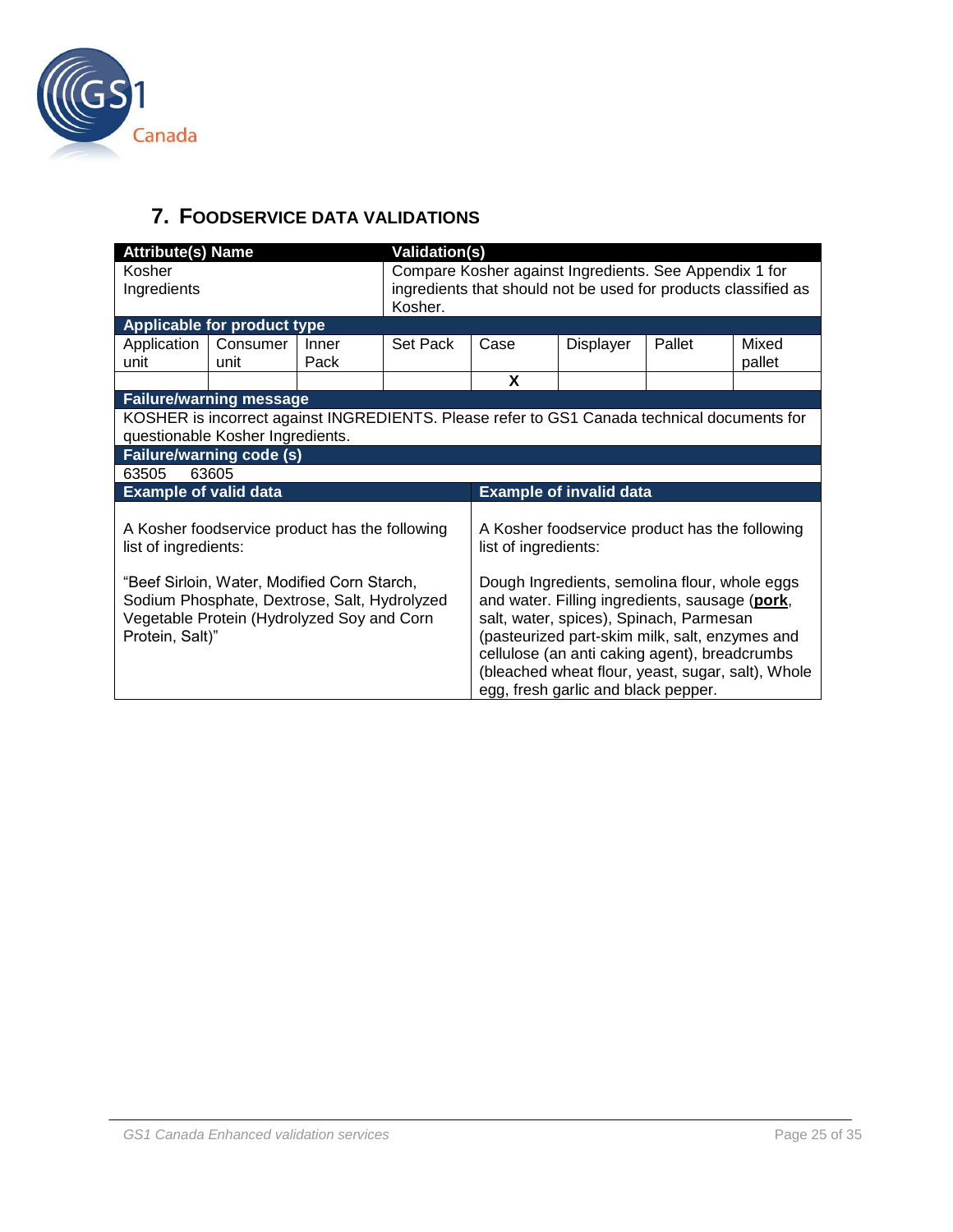## 7. Foodservice Data Validations

| Attribute(s) Name | | | Validation(s) | | | | |
|---|---|---|---|---|---|---|---|
| Kosher<br>Ingredients | | | Compare Kosher against Ingredients. See Appendix 1 for ingredients that should not be used for products classified as Kosher. | | | | |
| **Applicable for product type** | | | | | | | |
| Application unit | Consumer unit | Inner Pack | Set Pack | Case | Displayer | Pallet | Mixed pallet |
| | | | | X | | | |
| **Failure/warning message** | | | | | | | |
| KOSHER is incorrect against INGREDIENTS. Please refer to GS1 Canada technical documents for questionable Kosher Ingredients. | | | | | | | |
| **Failure/warning code (s)** | | | | | | | |
| 63505 63605 | | | | | | | |
| **Example of valid data** | | | | **Example of invalid data** | | | |
| A Kosher foodservice product has the following list of ingredients:<br><br>"Beef Sirloin, Water, Modified Corn Starch, Sodium Phosphate, Dextrose, Salt, Hydrolyzed Vegetable Protein (Hydrolyzed Soy and Corn Protein, Salt)" | | | | A Kosher foodservice product has the following list of ingredients:<br><br>Dough Ingredients, semolina flour, whole eggs and water. Filling ingredients, sausage (**pork**, salt, water, spices), Spinach, Parmesan (pasteurized part-skim milk, salt, enzymes and cellulose (an anti caking agent), breadcrumbs (bleached wheat flour, yeast, sugar, salt), Whole egg, fresh garlic and black pepper. | | | |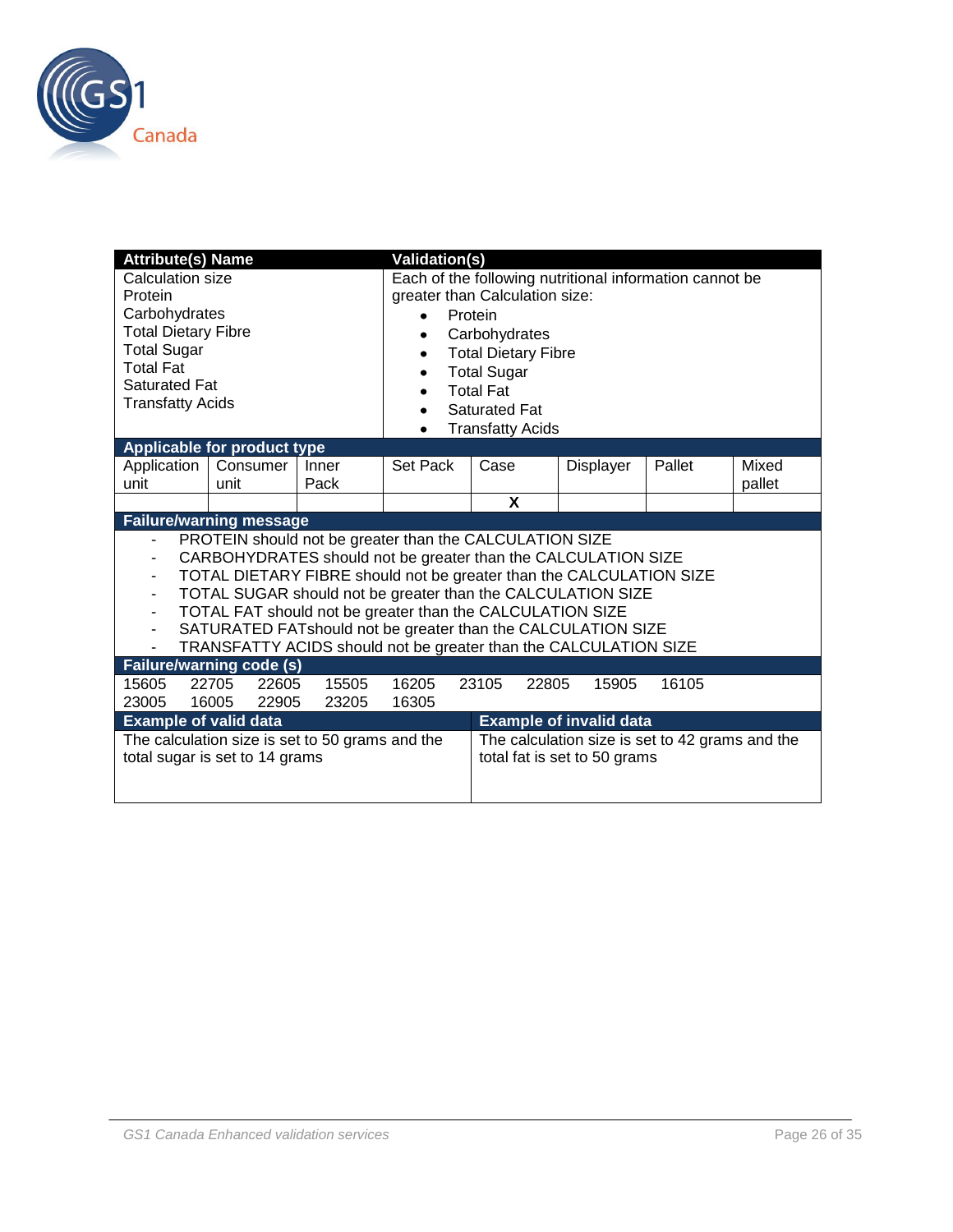| Attribute(s) Name | | | Validation(s) | | | | |
|---|---|---|---|---|---|---|---|
| Calculation size<br>Protein<br>Carbohydrates<br>Total Dietary Fibre<br>Total Sugar<br>Total Fat<br>Saturated Fat<br>Transfatty Acids | | | Each of the following nutritional information cannot be greater than Calculation size:<br>• Protein<br>• Carbohydrates<br>• Total Dietary Fibre<br>• Total Sugar<br>• Total Fat<br>• Saturated Fat<br>• Transfatty Acids | | | | |
| **Applicable for product type** | | | | | | | |
| Application unit | Consumer unit | Inner Pack | Set Pack | Case | Displayer | Pallet | Mixed pallet |
| | | | | X | | | |
| **Failure/warning message** | | | | | | | |
| - PROTEIN should not be greater than the CALCULATION SIZE<br>- CARBOHYDRATES should not be greater than the CALCULATION SIZE<br>- TOTAL DIETARY FIBRE should not be greater than the CALCULATION SIZE<br>- TOTAL SUGAR should not be greater than the CALCULATION SIZE<br>- TOTAL FAT should not be greater than the CALCULATION SIZE<br>- SATURATED FATshould not be greater than the CALCULATION SIZE<br>- TRANSFATTY ACIDS should not be greater than the CALCULATION SIZE | | | | | | | |
| **Failure/warning code (s)** | | | | | | | |
| 15605 22705 22605 15505 16205 23105 22805 15905 16105<br>23005 16005 22905 23205 16305 | | | | | | | |
| **Example of valid data** | | | | **Example of invalid data** | | | |
| The calculation size is set to 50 grams and the total sugar is set to 14 grams | | | | The calculation size is set to 42 grams and the total fat is set to 50 grams | | | |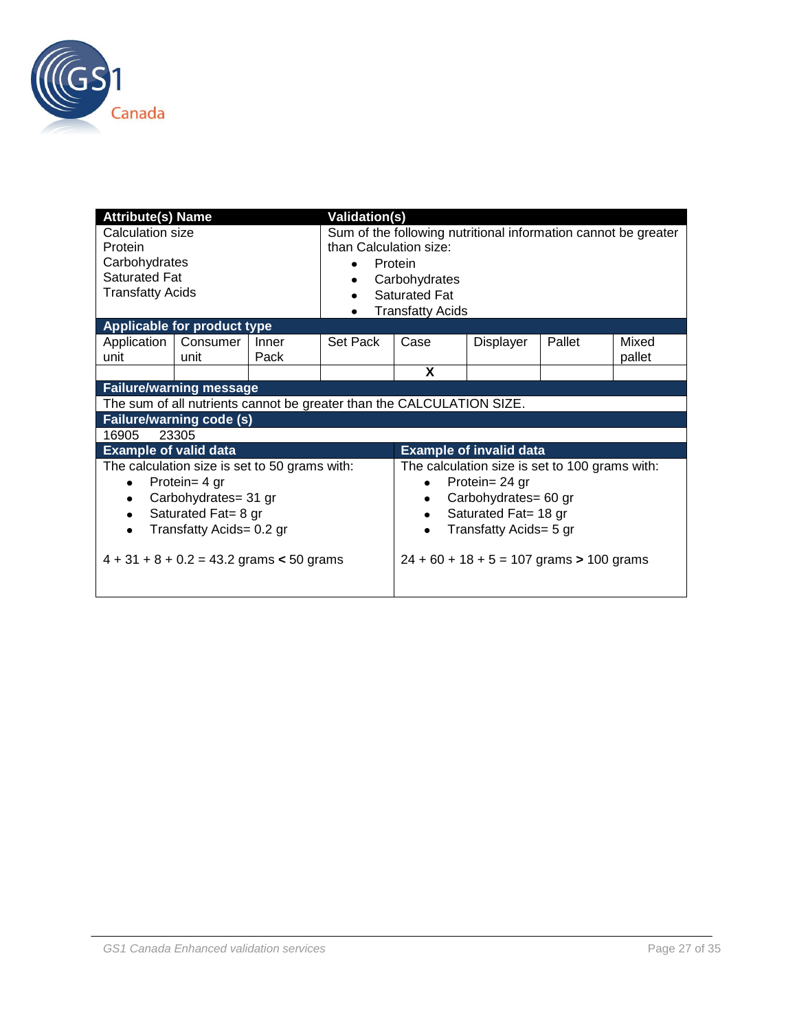| Attribute(s) Name | | | Validation(s) | | | | |
|---|---|---|---|---|---|---|---|
| Calculation size<br>Protein<br>Carbohydrates<br>Saturated Fat<br>Transfatty Acids | | | Sum of the following nutritional information cannot be greater than Calculation size:<br>• Protein<br>• Carbohydrates<br>• Saturated Fat<br>• Transfatty Acids | | | | |
| **Applicable for product type** | | | | | | | |
| Application unit | Consumer unit | Inner Pack | Set Pack | Case | Displayer | Pallet | Mixed pallet |
| | | | | X | | | |
| **Failure/warning message** | | | | | | | |
| The sum of all nutrients cannot be greater than the CALCULATION SIZE. | | | | | | | |
| **Failure/warning code (s)** | | | | | | | |
| 16905 23305 | | | | | | | |

| Example of valid data | Example of invalid data |
|---|---|
| The calculation size is set to 50 grams with:<br>• Protein= 4 gr<br>• Carbohydrates= 31 gr<br>• Saturated Fat= 8 gr<br>• Transfatty Acids= 0.2 gr<br><br>4 + 31 + 8 + 0.2 = 43.2 grams **<** 50 grams | The calculation size is set to 100 grams with:<br>• Protein= 24 gr<br>• Carbohydrates= 60 gr<br>• Saturated Fat= 18 gr<br>• Transfatty Acids= 5 gr<br><br>24 + 60 + 18 + 5 = 107 grams **>** 100 grams |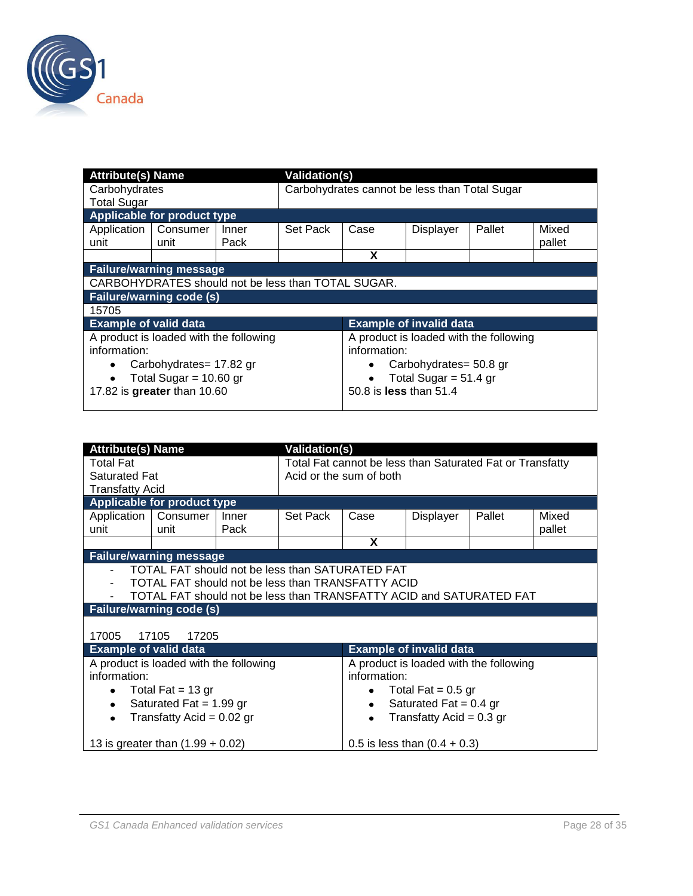| Attribute(s) Name | | | Validation(s) | | | | |
|---|---|---|---|---|---|---|---|
| Carbohydrates<br>Total Sugar | | | Carbohydrates cannot be less than Total Sugar | | | | |
| **Applicable for product type** | | | | | | | |
| Application unit | Consumer unit | Inner Pack | Set Pack | Case | Displayer | Pallet | Mixed pallet |
| | | | | X | | | |
| **Failure/warning message** | | | | | | | |
| CARBOHYDRATES should not be less than TOTAL SUGAR. | | | | | | | |
| **Failure/warning code (s)** | | | | | | | |
| 15705 | | | | | | | |
| **Example of valid data** | | | | **Example of invalid data** | | | |
| A product is loaded with the following information:<br>• Carbohydrates= 17.82 gr<br>• Total Sugar = 10.60 gr<br>17.82 is **greater** than 10.60 | | | | A product is loaded with the following information:<br>• Carbohydrates= 50.8 gr<br>• Total Sugar = 51.4 gr<br>50.8 is **less** than 51.4 | | | |

| Attribute(s) Name | | | Validation(s) | | | | |
|---|---|---|---|---|---|---|---|
| Total Fat<br>Saturated Fat<br>Transfatty Acid | | | Total Fat cannot be less than Saturated Fat or Transfatty Acid or the sum of both | | | | |
| **Applicable for product type** | | | | | | | |
| Application unit | Consumer unit | Inner Pack | Set Pack | Case | Displayer | Pallet | Mixed pallet |
| | | | | X | | | |
| **Failure/warning message** | | | | | | | |
| - TOTAL FAT should not be less than SATURATED FAT<br>- TOTAL FAT should not be less than TRANSFATTY ACID<br>- TOTAL FAT should not be less than TRANSFATTY ACID and SATURATED FAT | | | | | | | |
| **Failure/warning code (s)** | | | | | | | |
| 17005 17105 17205 | | | | | | | |
| **Example of valid data** | | | | **Example of invalid data** | | | |
| A product is loaded with the following information:<br>• Total Fat = 13 gr<br>• Saturated Fat = 1.99 gr<br>• Transfatty Acid = 0.02 gr<br><br>13 is greater than (1.99 + 0.02) | | | | A product is loaded with the following information:<br>• Total Fat = 0.5 gr<br>• Saturated Fat = 0.4 gr<br>• Transfatty Acid = 0.3 gr<br><br>0.5 is less than (0.4 + 0.3) | | | |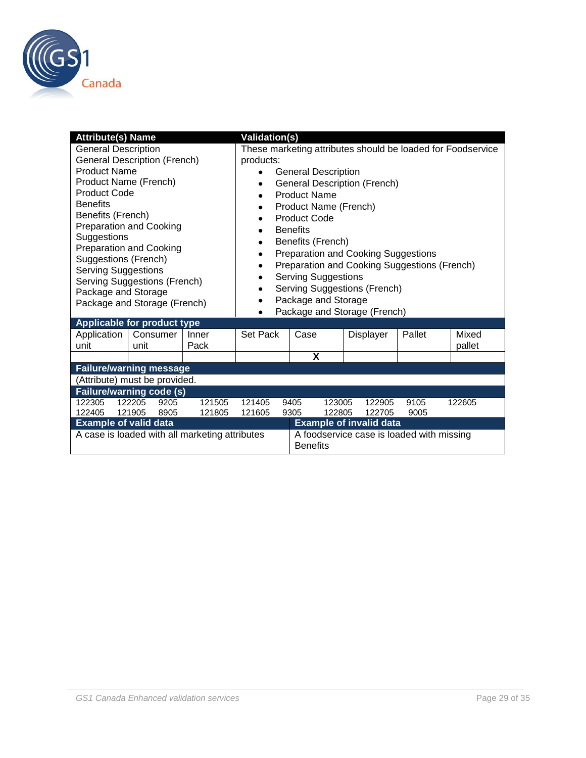| Attribute(s) Name | | | Validation(s) | | | | |
|---|---|---|---|---|---|---|---|
| General Description<br>General Description (French)<br>Product Name<br>Product Name (French)<br>Product Code<br>Benefits<br>Benefits (French)<br>Preparation and Cooking Suggestions<br>Preparation and Cooking Suggestions (French)<br>Serving Suggestions<br>Serving Suggestions (French)<br>Package and Storage<br>Package and Storage (French) | | | These marketing attributes should be loaded for Foodservice products:<br>• General Description<br>• General Description (French)<br>• Product Name<br>• Product Name (French)<br>• Product Code<br>• Benefits<br>• Benefits (French)<br>• Preparation and Cooking Suggestions<br>• Preparation and Cooking Suggestions (French)<br>• Serving Suggestions<br>• Serving Suggestions (French)<br>• Package and Storage<br>• Package and Storage (French) | | | | |
| **Applicable for product type** | | | | | | | |
| Application unit | Consumer unit | Inner Pack | Set Pack | Case | Displayer | Pallet | Mixed pallet |
| | | | | X | | | |
| **Failure/warning message** | | | | | | | |
| (Attribute) must be provided. | | | | | | | |
| **Failure/warning code (s)** | | | | | | | |
| 122305 122205 9205 121505 121405 9405 123005 122905 9105 122605<br>122405 121905 8905 121805 121605 9305 122805 122705 9005 | | | | | | | |
| **Example of valid data** | | | | **Example of invalid data** | | | |
| A case is loaded with all marketing attributes | | | | A foodservice case is loaded with missing Benefits | | | |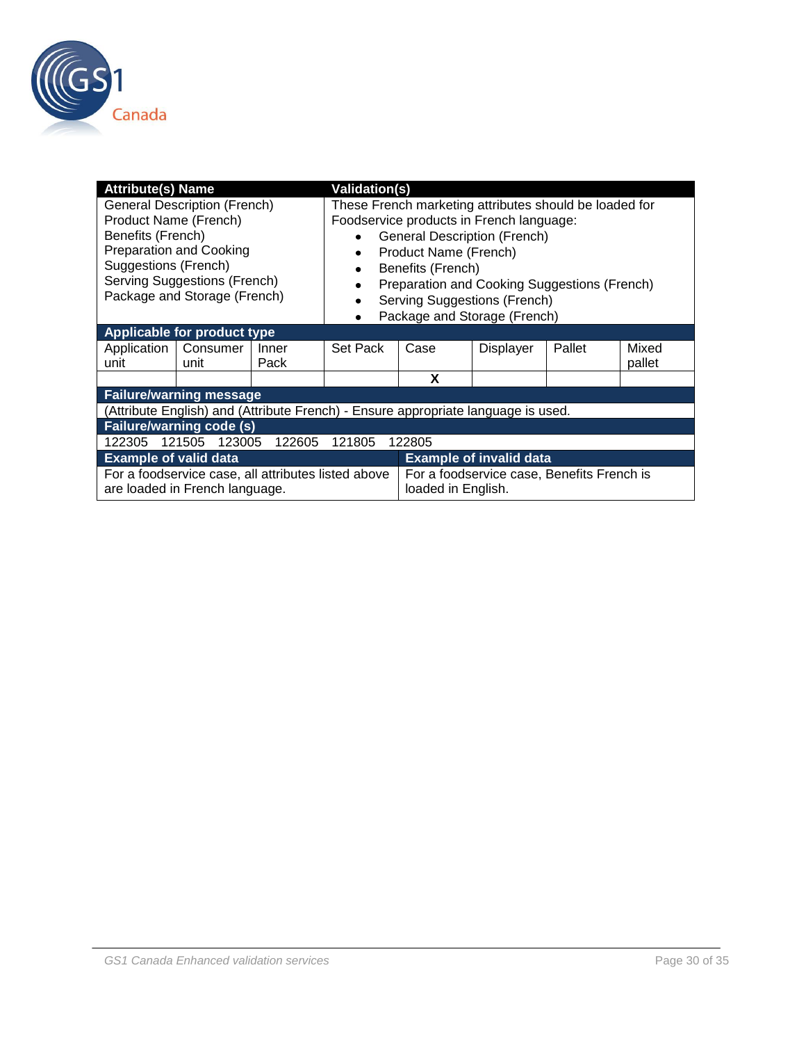| Attribute(s) Name | | | Validation(s) | | | | |
|---|---|---|---|---|---|---|---|
| General Description (French)<br>Product Name (French)<br>Benefits (French)<br>Preparation and Cooking Suggestions (French)<br>Serving Suggestions (French)<br>Package and Storage (French) | | | These French marketing attributes should be loaded for Foodservice products in French language:<br>• General Description (French)<br>• Product Name (French)<br>• Benefits (French)<br>• Preparation and Cooking Suggestions (French)<br>• Serving Suggestions (French)<br>• Package and Storage (French) | | | | |
| **Applicable for product type** | | | | | | | |
| Application unit | Consumer unit | Inner Pack | Set Pack | Case | Displayer | Pallet | Mixed pallet |
| | | | | X | | | |
| **Failure/warning message** | | | | | | | |
| (Attribute English) and (Attribute French) - Ensure appropriate language is used. | | | | | | | |
| **Failure/warning code (s)** | | | | | | | |
| 122305 121505 123005 122605 121805 122805 | | | | | | | |
| **Example of valid data** | | | | **Example of invalid data** | | | |
| For a foodservice case, all attributes listed above are loaded in French language. | | | | For a foodservice case, Benefits French is loaded in English. | | | |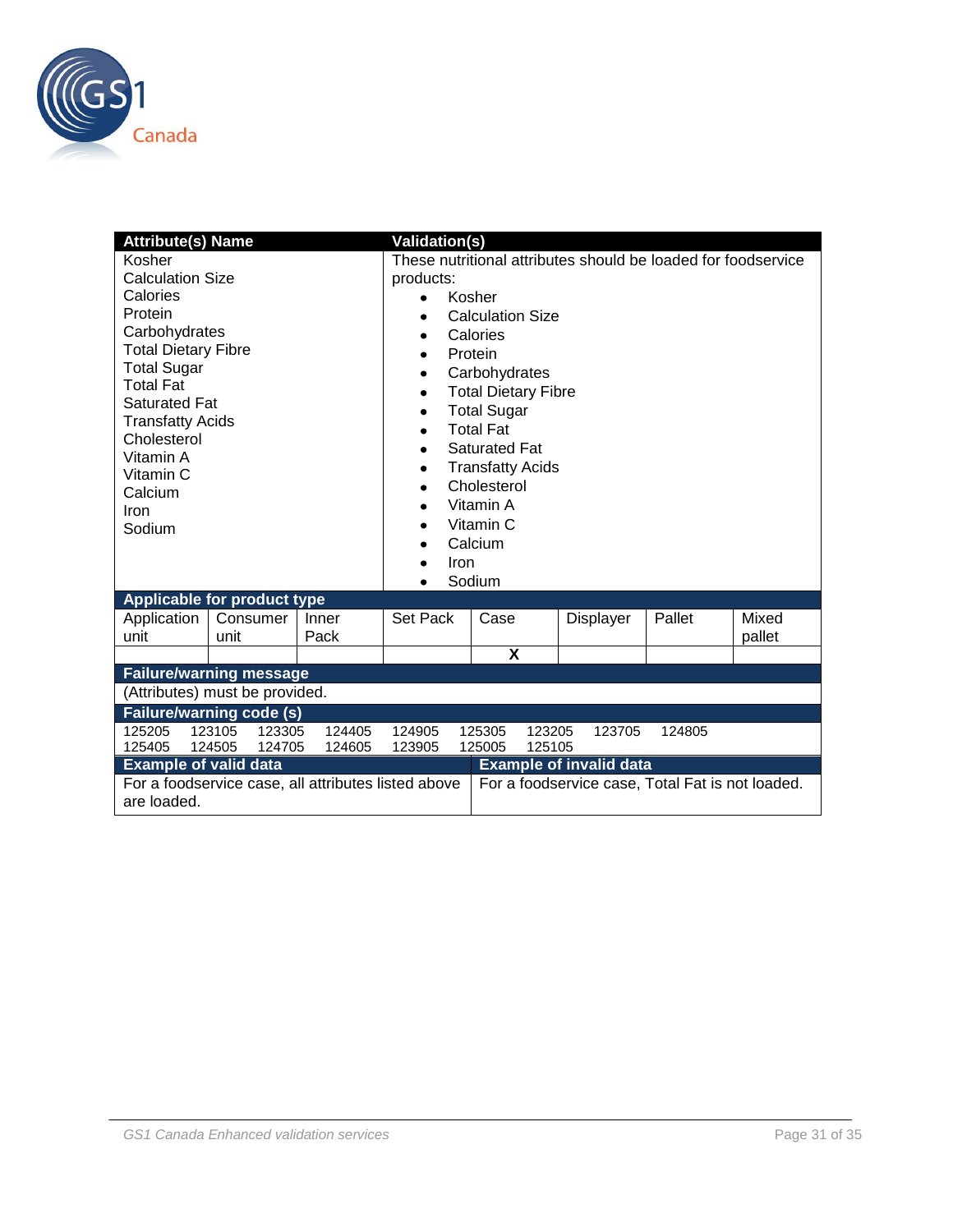| Attribute(s) Name | | | Validation(s) | | | | |
|---|---|---|---|---|---|---|---|
| Kosher<br>Calculation Size<br>Calories<br>Protein<br>Carbohydrates<br>Total Dietary Fibre<br>Total Sugar<br>Total Fat<br>Saturated Fat<br>Transfatty Acids<br>Cholesterol<br>Vitamin A<br>Vitamin C<br>Calcium<br>Iron<br>Sodium | | | These nutritional attributes should be loaded for foodservice products:<br>• Kosher<br>• Calculation Size<br>• Calories<br>• Protein<br>• Carbohydrates<br>• Total Dietary Fibre<br>• Total Sugar<br>• Total Fat<br>• Saturated Fat<br>• Transfatty Acids<br>• Cholesterol<br>• Vitamin A<br>• Vitamin C<br>• Calcium<br>• Iron<br>• Sodium | | | | |
| **Applicable for product type** | | | | | | | |
| Application unit | Consumer unit | Inner Pack | Set Pack | Case | Displayer | Pallet | Mixed pallet |
| | | | | X | | | |
| **Failure/warning message** | | | | | | | |
| (Attributes) must be provided. | | | | | | | |
| **Failure/warning code (s)** | | | | | | | |
| 125205 123105 123305 124405 124905 125305 123205 123705 124805<br>125405 124505 124705 124605 123905 125005 125105 | | | | | | | |
| **Example of valid data** | | | | **Example of invalid data** | | | |
| For a foodservice case, all attributes listed above are loaded. | | | | For a foodservice case, Total Fat is not loaded. | | | |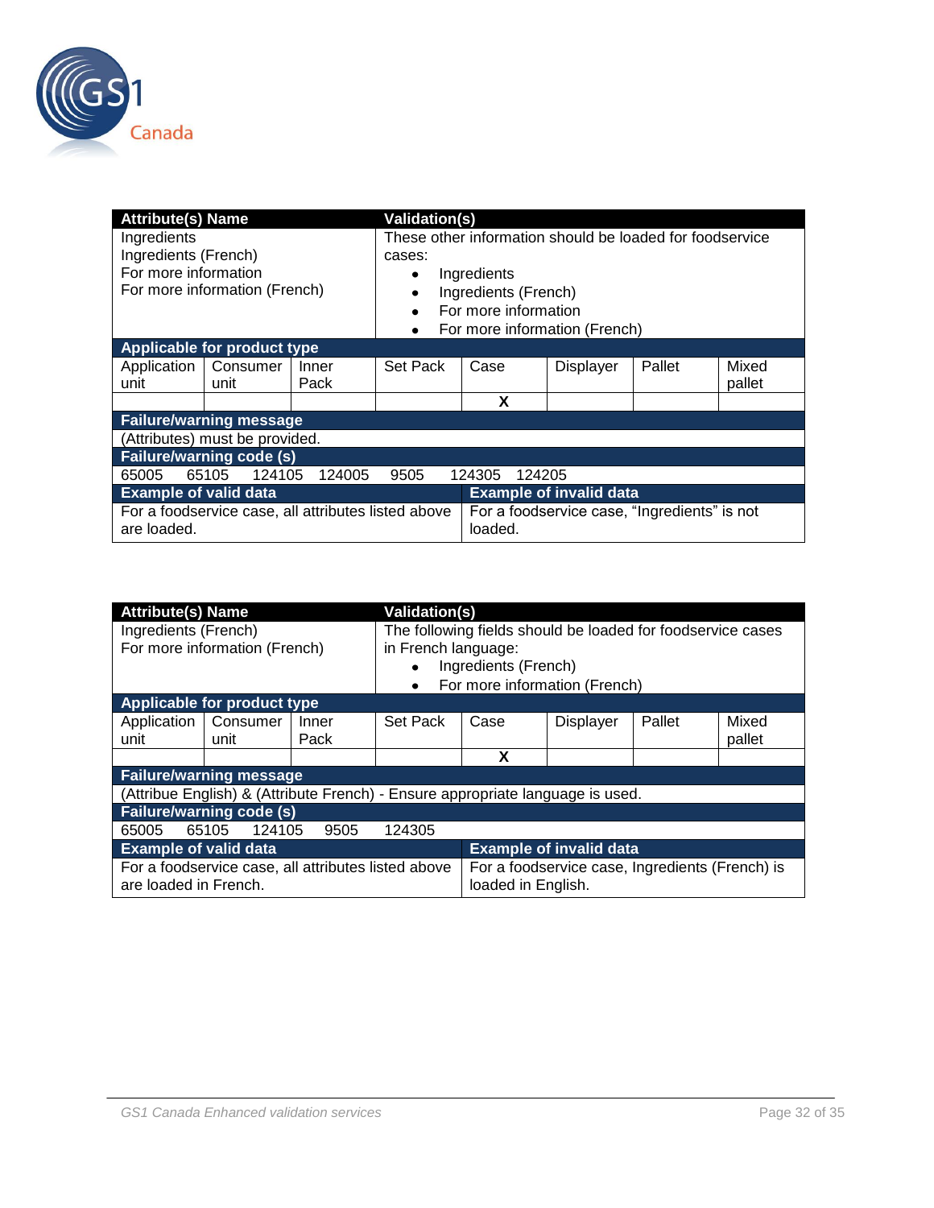| Attribute(s) Name | | | Validation(s) | | | | |
|---|---|---|---|---|---|---|---|
| Ingredients<br>Ingredients (French)<br>For more information<br>For more information (French) | | | These other information should be loaded for foodservice cases:<br>• Ingredients<br>• Ingredients (French)<br>• For more information<br>• For more information (French) | | | | |
| **Applicable for product type** | | | | | | | |
| Application unit | Consumer unit | Inner Pack | Set Pack | Case | Displayer | Pallet | Mixed pallet |
| | | | | X | | | |
| **Failure/warning message** | | | | | | | |
| (Attributes) must be provided. | | | | | | | |
| **Failure/warning code (s)** | | | | | | | |
| 65005 65105 124105 124005 9505 124305 124205 | | | | | | | |
| **Example of valid data** | | | | **Example of invalid data** | | | |
| For a foodservice case, all attributes listed above are loaded. | | | | For a foodservice case, “Ingredients” is not loaded. | | | |

| Attribute(s) Name | | | Validation(s) | | | | |
|---|---|---|---|---|---|---|---|
| Ingredients (French)<br>For more information (French) | | | The following fields should be loaded for foodservice cases in French language:<br>• Ingredients (French)<br>• For more information (French) | | | | |
| **Applicable for product type** | | | | | | | |
| Application unit | Consumer unit | Inner Pack | Set Pack | Case | Displayer | Pallet | Mixed pallet |
| | | | | X | | | |
| **Failure/warning message** | | | | | | | |
| (Attribue English) & (Attribute French) - Ensure appropriate language is used. | | | | | | | |
| **Failure/warning code (s)** | | | | | | | |
| 65005 65105 124105 9505 124305 | | | | | | | |
| **Example of valid data** | | | | **Example of invalid data** | | | |
| For a foodservice case, all attributes listed above are loaded in French. | | | | For a foodservice case, Ingredients (French) is loaded in English. | | | |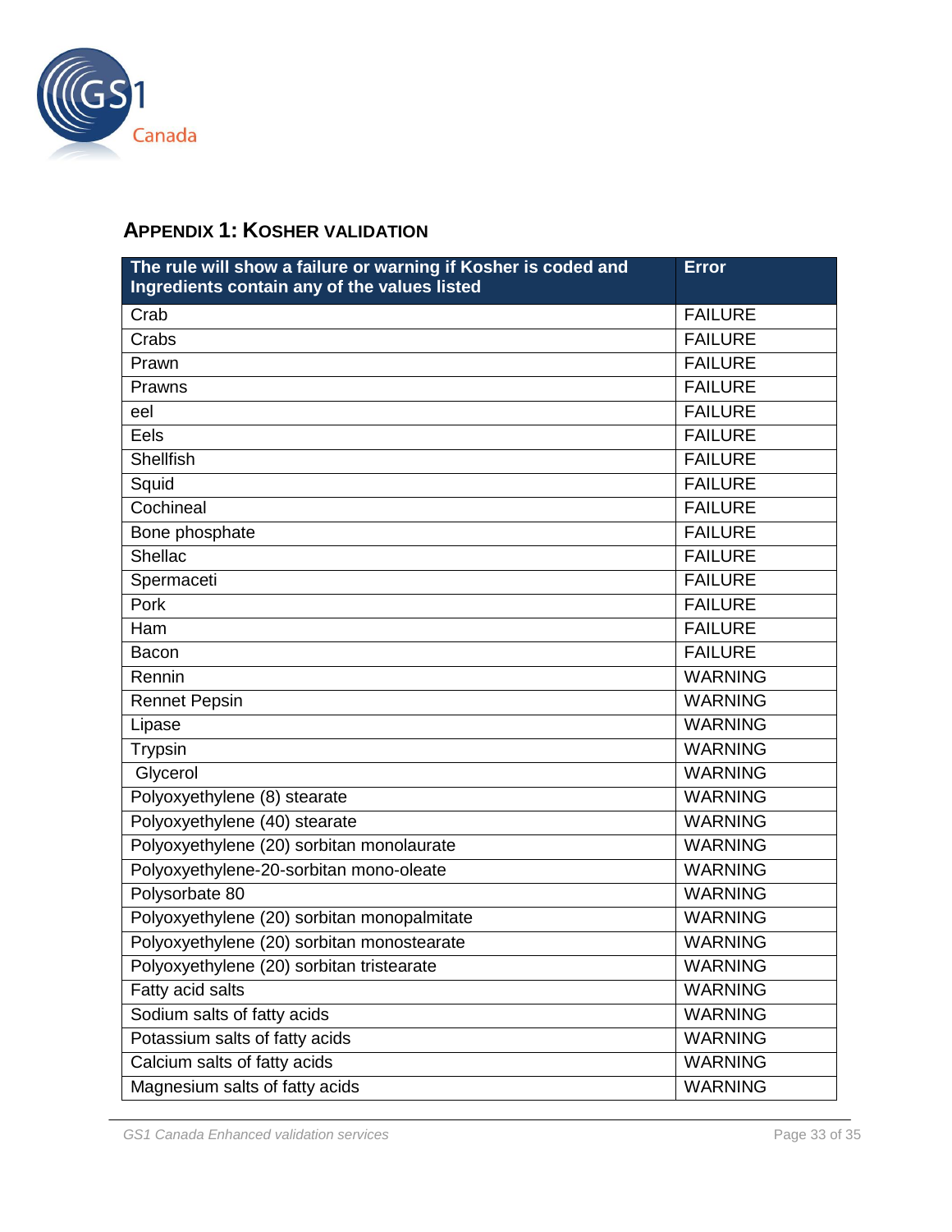## Appendix 1: Kosher Validation

| The rule will show a failure or warning if Kosher is coded and Ingredients contain any of the values listed | Error |
|---|---|
| Crab | FAILURE |
| Crabs | FAILURE |
| Prawn | FAILURE |
| Prawns | FAILURE |
| eel | FAILURE |
| Eels | FAILURE |
| Shellfish | FAILURE |
| Squid | FAILURE |
| Cochineal | FAILURE |
| Bone phosphate | FAILURE |
| Shellac | FAILURE |
| Spermaceti | FAILURE |
| Pork | FAILURE |
| Ham | FAILURE |
| Bacon | FAILURE |
| Rennin | WARNING |
| Rennet Pepsin | WARNING |
| Lipase | WARNING |
| Trypsin | WARNING |
| Glycerol | WARNING |
| Polyoxyethylene (8) stearate | WARNING |
| Polyoxyethylene (40) stearate | WARNING |
| Polyoxyethylene (20) sorbitan monolaurate | WARNING |
| Polyoxyethylene-20-sorbitan mono-oleate | WARNING |
| Polysorbate 80 | WARNING |
| Polyoxyethylene (20) sorbitan monopalmitate | WARNING |
| Polyoxyethylene (20) sorbitan monostearate | WARNING |
| Polyoxyethylene (20) sorbitan tristearate | WARNING |
| Fatty acid salts | WARNING |
| Sodium salts of fatty acids | WARNING |
| Potassium salts of fatty acids | WARNING |
| Calcium salts of fatty acids | WARNING |
| Magnesium salts of fatty acids | WARNING |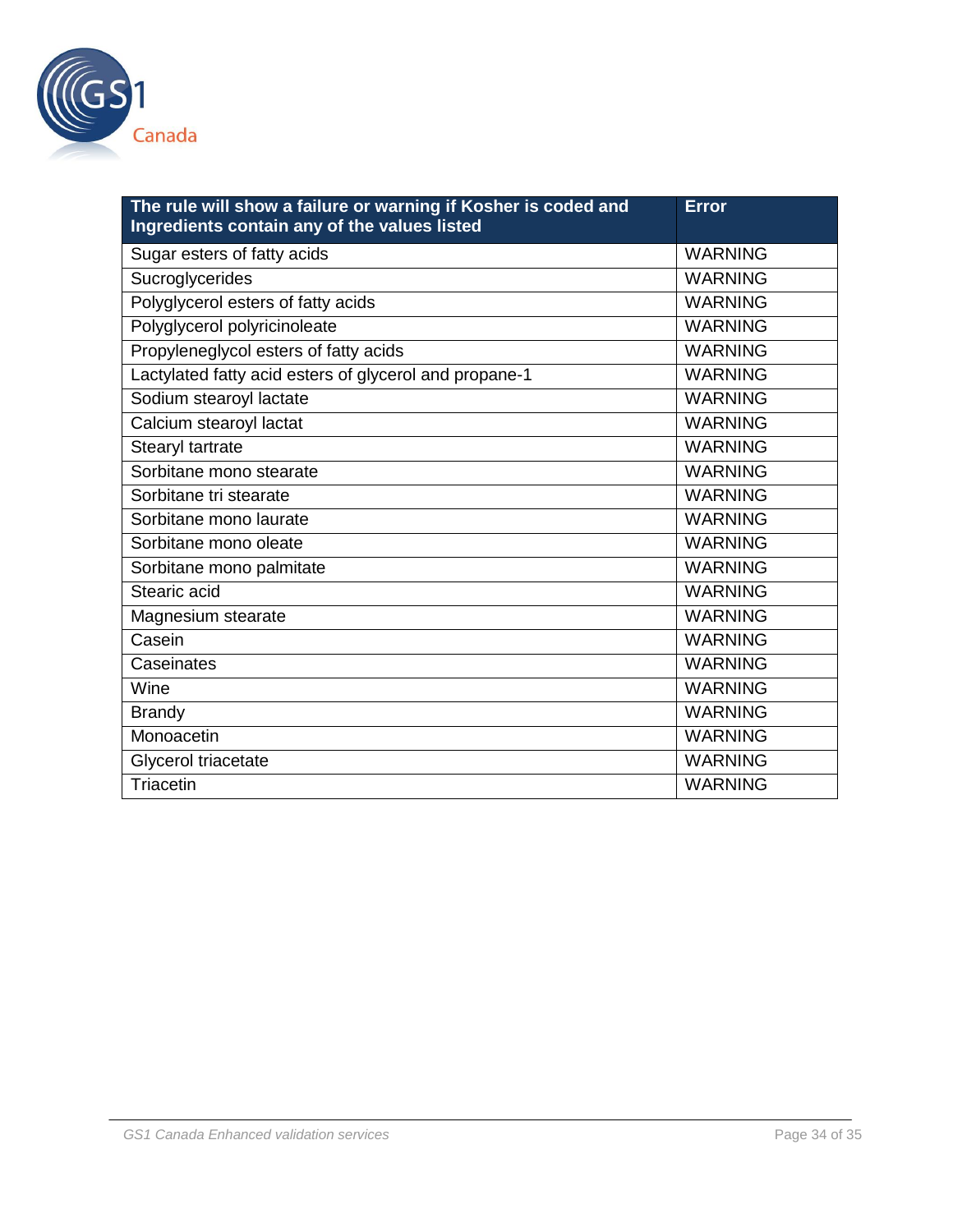| The rule will show a failure or warning if Kosher is coded and Ingredients contain any of the values listed | Error |
|---|---|
| Sugar esters of fatty acids | WARNING |
| Sucroglycerides | WARNING |
| Polyglycerol esters of fatty acids | WARNING |
| Polyglycerol polyricinoleate | WARNING |
| Propyleneglycol esters of fatty acids | WARNING |
| Lactylated fatty acid esters of glycerol and propane-1 | WARNING |
| Sodium stearoyl lactate | WARNING |
| Calcium stearoyl lactat | WARNING |
| Stearyl tartrate | WARNING |
| Sorbitane mono stearate | WARNING |
| Sorbitane tri stearate | WARNING |
| Sorbitane mono laurate | WARNING |
| Sorbitane mono oleate | WARNING |
| Sorbitane mono palmitate | WARNING |
| Stearic acid | WARNING |
| Magnesium stearate | WARNING |
| Casein | WARNING |
| Caseinates | WARNING |
| Wine | WARNING |
| Brandy | WARNING |
| Monoacetin | WARNING |
| Glycerol triacetate | WARNING |
| Triacetin | WARNING |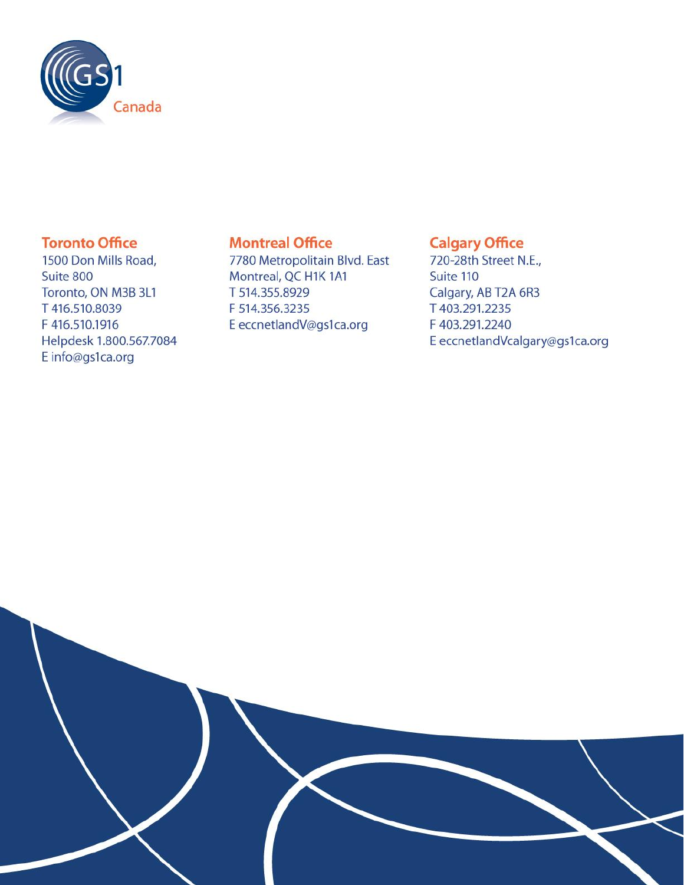GS1 Canada

**Toronto Office**
1500 Don Mills Road,
Suite 800
Toronto, ON M3B 3L1
T 416.510.8039
F 416.510.1916
Helpdesk 1.800.567.7084
E info@gs1ca.org

**Montreal Office**
7780 Metropolitain Blvd. East
Montreal, QC H1K 1A1
T 514.355.8929
F 514.356.3235
E eccnetlandV@gs1ca.org

**Calgary Office**
720-28th Street N.E.,
Suite 110
Calgary, AB T2A 6R3
T 403.291.2235
F 403.291.2240
E eccnetlandVcalgary@gs1ca.org